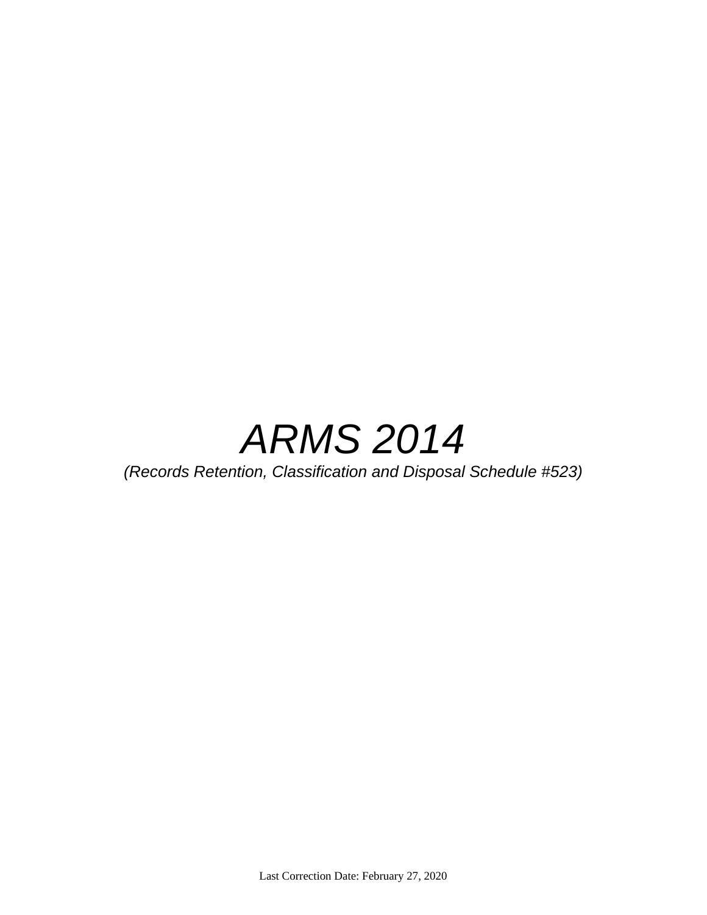# *ARMS 2014*

*(Records Retention, Classification and Disposal Schedule #523)*

Last Correction Date: February 27, 2020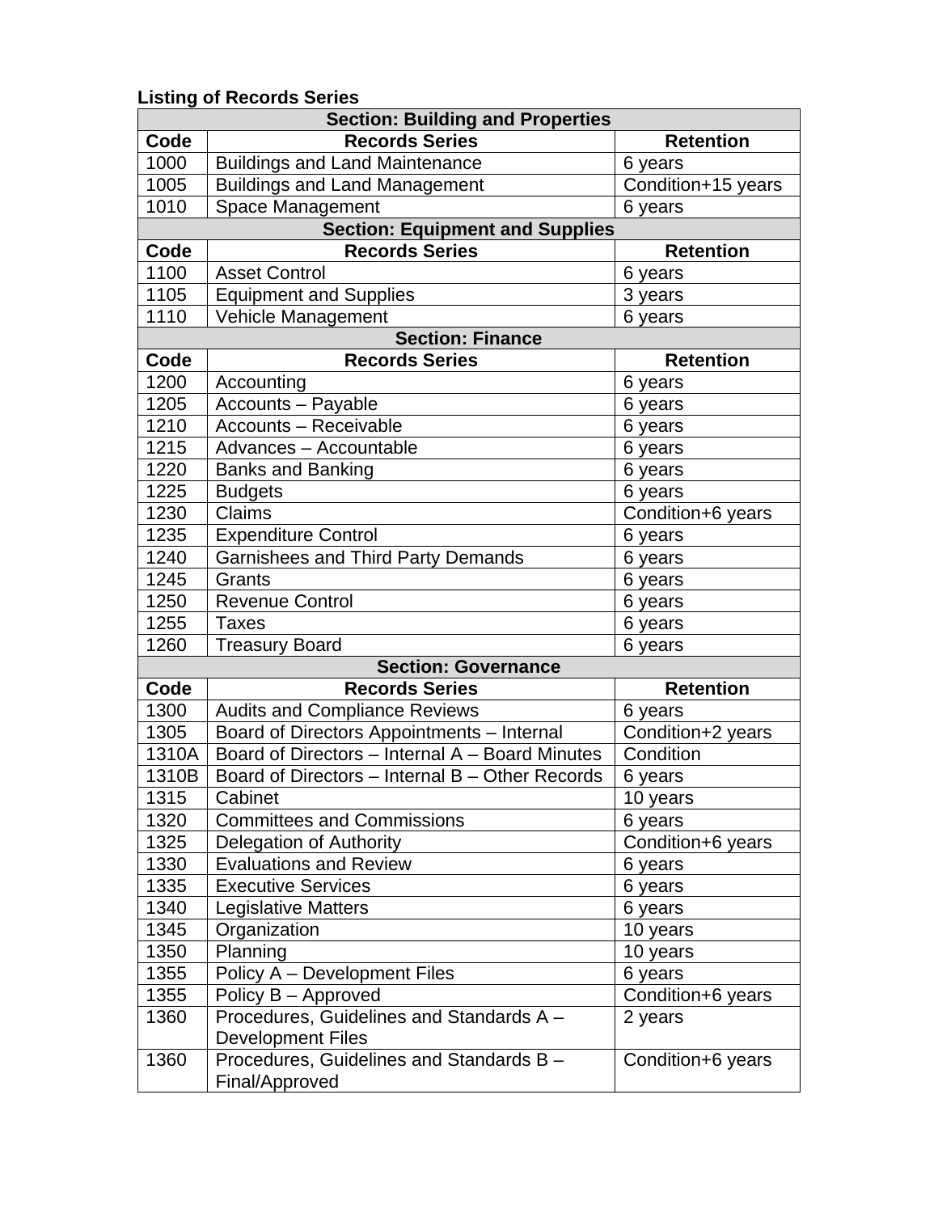**Listing of Records Series**

| Code | Records Series | Retention |
|---|---|---|
| **Section: Building and Properties** | | |
| **Code** | **Records Series** | **Retention** |
| 1000 | Buildings and Land Maintenance | 6 years |
| 1005 | Buildings and Land Management | Condition+15 years |
| 1010 | Space Management | 6 years |
| **Section: Equipment and Supplies** | | |
| **Code** | **Records Series** | **Retention** |
| 1100 | Asset Control | 6 years |
| 1105 | Equipment and Supplies | 3 years |
| 1110 | Vehicle Management | 6 years |
| **Section: Finance** | | |
| **Code** | **Records Series** | **Retention** |
| 1200 | Accounting | 6 years |
| 1205 | Accounts – Payable | 6 years |
| 1210 | Accounts – Receivable | 6 years |
| 1215 | Advances – Accountable | 6 years |
| 1220 | Banks and Banking | 6 years |
| 1225 | Budgets | 6 years |
| 1230 | Claims | Condition+6 years |
| 1235 | Expenditure Control | 6 years |
| 1240 | Garnishees and Third Party Demands | 6 years |
| 1245 | Grants | 6 years |
| 1250 | Revenue Control | 6 years |
| 1255 | Taxes | 6 years |
| 1260 | Treasury Board | 6 years |
| **Section: Governance** | | |
| **Code** | **Records Series** | **Retention** |
| 1300 | Audits and Compliance Reviews | 6 years |
| 1305 | Board of Directors Appointments – Internal | Condition+2 years |
| 1310A | Board of Directors – Internal A – Board Minutes | Condition |
| 1310B | Board of Directors – Internal B – Other Records | 6 years |
| 1315 | Cabinet | 10 years |
| 1320 | Committees and Commissions | 6 years |
| 1325 | Delegation of Authority | Condition+6 years |
| 1330 | Evaluations and Review | 6 years |
| 1335 | Executive Services | 6 years |
| 1340 | Legislative Matters | 6 years |
| 1345 | Organization | 10 years |
| 1350 | Planning | 10 years |
| 1355 | Policy A – Development Files | 6 years |
| 1355 | Policy B – Approved | Condition+6 years |
| 1360 | Procedures, Guidelines and Standards A – Development Files | 2 years |
| 1360 | Procedures, Guidelines and Standards B – Final/Approved | Condition+6 years |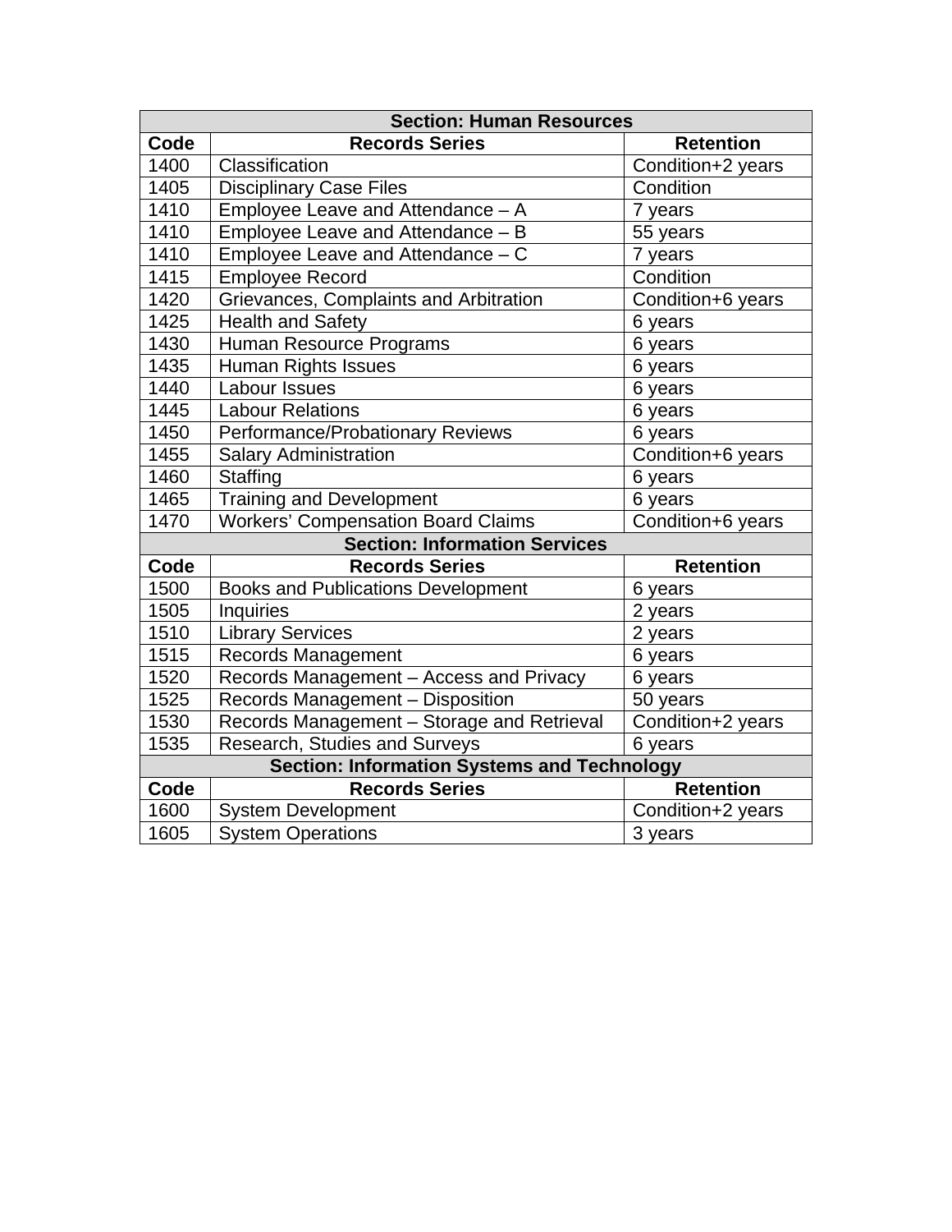| Section: Human Resources | | |
|---|---|---|
| **Code** | **Records Series** | **Retention** |
| 1400 | Classification | Condition+2 years |
| 1405 | Disciplinary Case Files | Condition |
| 1410 | Employee Leave and Attendance – A | 7 years |
| 1410 | Employee Leave and Attendance – B | 55 years |
| 1410 | Employee Leave and Attendance – C | 7 years |
| 1415 | Employee Record | Condition |
| 1420 | Grievances, Complaints and Arbitration | Condition+6 years |
| 1425 | Health and Safety | 6 years |
| 1430 | Human Resource Programs | 6 years |
| 1435 | Human Rights Issues | 6 years |
| 1440 | Labour Issues | 6 years |
| 1445 | Labour Relations | 6 years |
| 1450 | Performance/Probationary Reviews | 6 years |
| 1455 | Salary Administration | Condition+6 years |
| 1460 | Staffing | 6 years |
| 1465 | Training and Development | 6 years |
| 1470 | Workers' Compensation Board Claims | Condition+6 years |
| **Section: Information Services** | | |
| **Code** | **Records Series** | **Retention** |
| 1500 | Books and Publications Development | 6 years |
| 1505 | Inquiries | 2 years |
| 1510 | Library Services | 2 years |
| 1515 | Records Management | 6 years |
| 1520 | Records Management – Access and Privacy | 6 years |
| 1525 | Records Management – Disposition | 50 years |
| 1530 | Records Management – Storage and Retrieval | Condition+2 years |
| 1535 | Research, Studies and Surveys | 6 years |
| **Section: Information Systems and Technology** | | |
| **Code** | **Records Series** | **Retention** |
| 1600 | System Development | Condition+2 years |
| 1605 | System Operations | 3 years |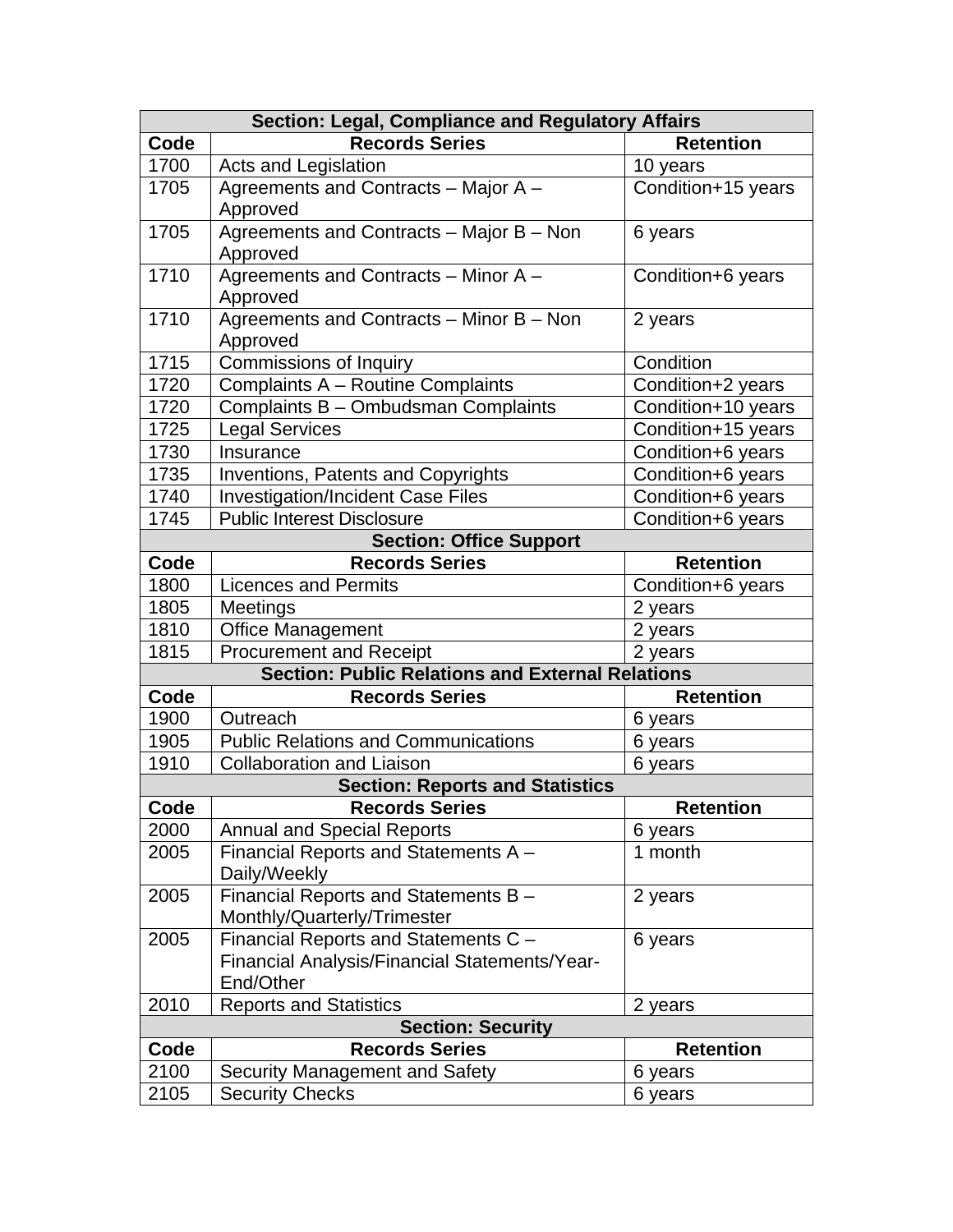| Section: Legal, Compliance and Regulatory Affairs | | |
|---|---|---|
| **Code** | **Records Series** | **Retention** |
| 1700 | Acts and Legislation | 10 years |
| 1705 | Agreements and Contracts – Major A – Approved | Condition+15 years |
| 1705 | Agreements and Contracts – Major B – Non Approved | 6 years |
| 1710 | Agreements and Contracts – Minor A – Approved | Condition+6 years |
| 1710 | Agreements and Contracts – Minor B – Non Approved | 2 years |
| 1715 | Commissions of Inquiry | Condition |
| 1720 | Complaints A – Routine Complaints | Condition+2 years |
| 1720 | Complaints B – Ombudsman Complaints | Condition+10 years |
| 1725 | Legal Services | Condition+15 years |
| 1730 | Insurance | Condition+6 years |
| 1735 | Inventions, Patents and Copyrights | Condition+6 years |
| 1740 | Investigation/Incident Case Files | Condition+6 years |
| 1745 | Public Interest Disclosure | Condition+6 years |
| **Section: Office Support** | | |
| **Code** | **Records Series** | **Retention** |
| 1800 | Licences and Permits | Condition+6 years |
| 1805 | Meetings | 2 years |
| 1810 | Office Management | 2 years |
| 1815 | Procurement and Receipt | 2 years |
| **Section: Public Relations and External Relations** | | |
| **Code** | **Records Series** | **Retention** |
| 1900 | Outreach | 6 years |
| 1905 | Public Relations and Communications | 6 years |
| 1910 | Collaboration and Liaison | 6 years |
| **Section: Reports and Statistics** | | |
| **Code** | **Records Series** | **Retention** |
| 2000 | Annual and Special Reports | 6 years |
| 2005 | Financial Reports and Statements A – Daily/Weekly | 1 month |
| 2005 | Financial Reports and Statements B – Monthly/Quarterly/Trimester | 2 years |
| 2005 | Financial Reports and Statements C – Financial Analysis/Financial Statements/Year-End/Other | 6 years |
| 2010 | Reports and Statistics | 2 years |
| **Section: Security** | | |
| **Code** | **Records Series** | **Retention** |
| 2100 | Security Management and Safety | 6 years |
| 2105 | Security Checks | 6 years |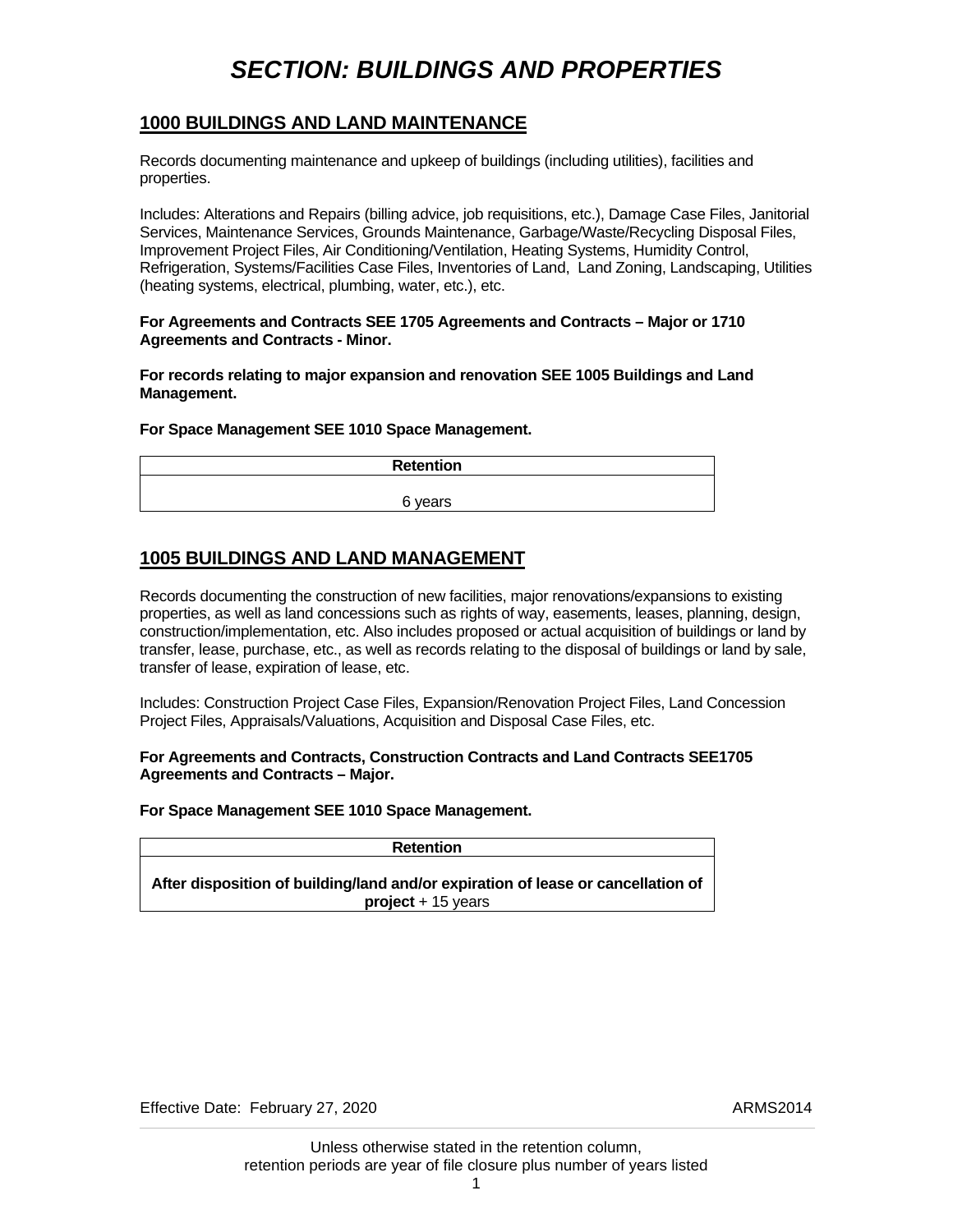# *SECTION: BUILDINGS AND PROPERTIES*

## 1000 BUILDINGS AND LAND MAINTENANCE

Records documenting maintenance and upkeep of buildings (including utilities), facilities and properties.

Includes: Alterations and Repairs (billing advice, job requisitions, etc.), Damage Case Files, Janitorial Services, Maintenance Services, Grounds Maintenance, Garbage/Waste/Recycling Disposal Files, Improvement Project Files, Air Conditioning/Ventilation, Heating Systems, Humidity Control, Refrigeration, Systems/Facilities Case Files, Inventories of Land, Land Zoning, Landscaping, Utilities (heating systems, electrical, plumbing, water, etc.), etc.

**For Agreements and Contracts SEE 1705 Agreements and Contracts – Major or 1710 Agreements and Contracts - Minor.**

**For records relating to major expansion and renovation SEE 1005 Buildings and Land Management.**

**For Space Management SEE 1010 Space Management.**

| Retention |
| --- |
| 6 years |

## 1005 BUILDINGS AND LAND MANAGEMENT

Records documenting the construction of new facilities, major renovations/expansions to existing properties, as well as land concessions such as rights of way, easements, leases, planning, design, construction/implementation, etc. Also includes proposed or actual acquisition of buildings or land by transfer, lease, purchase, etc., as well as records relating to the disposal of buildings or land by sale, transfer of lease, expiration of lease, etc.

Includes: Construction Project Case Files, Expansion/Renovation Project Files, Land Concession Project Files, Appraisals/Valuations, Acquisition and Disposal Case Files, etc.

**For Agreements and Contracts, Construction Contracts and Land Contracts SEE1705 Agreements and Contracts – Major.**

**For Space Management SEE 1010 Space Management.**

| Retention |
| --- |
| **After disposition of building/land and/or expiration of lease or cancellation of project** + 15 years |

Effective Date: February 27, 2020 ARMS2014

Unless otherwise stated in the retention column,
retention periods are year of file closure plus number of years listed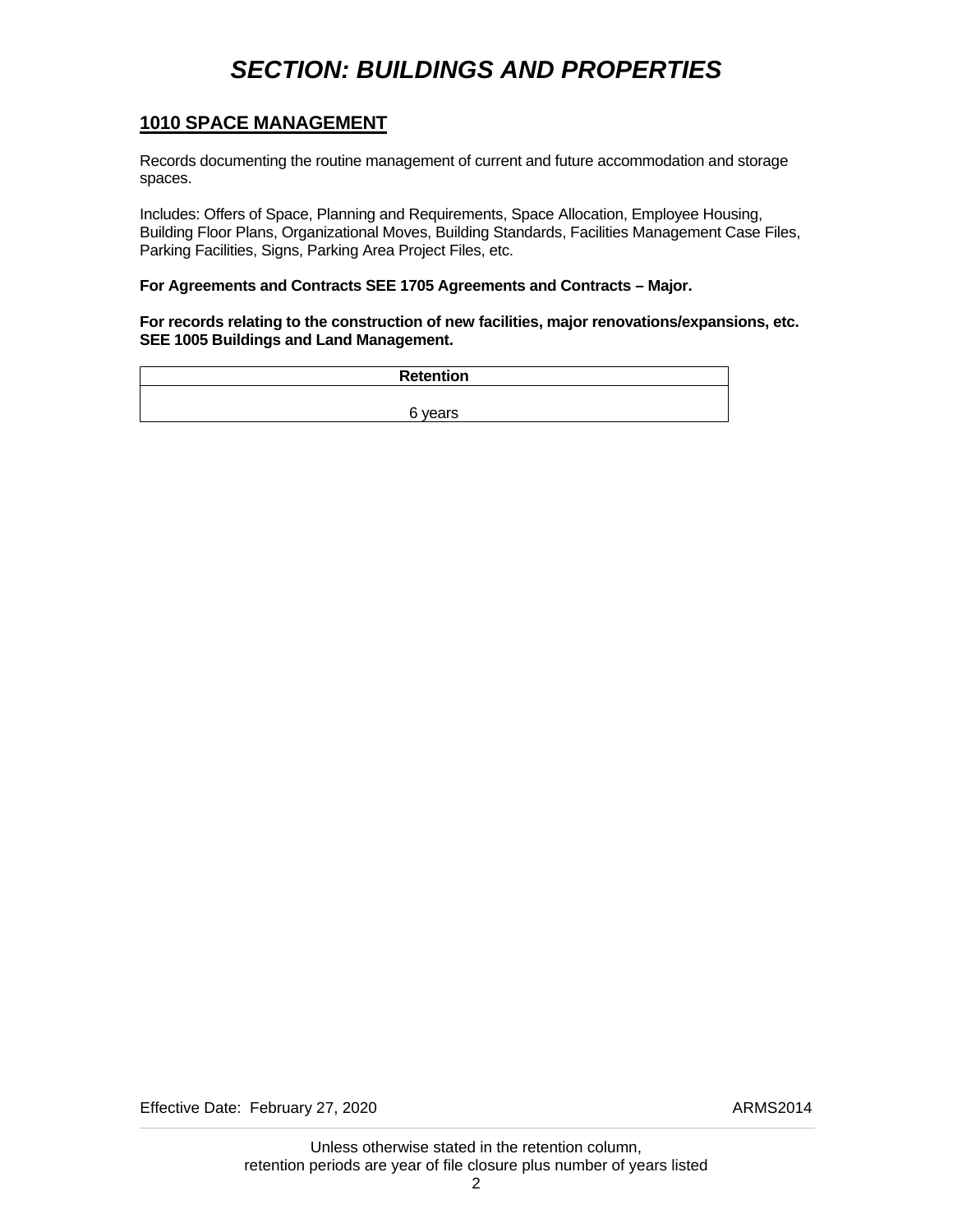# *SECTION: BUILDINGS AND PROPERTIES*

## 1010 SPACE MANAGEMENT

Records documenting the routine management of current and future accommodation and storage spaces.

Includes: Offers of Space, Planning and Requirements, Space Allocation, Employee Housing, Building Floor Plans, Organizational Moves, Building Standards, Facilities Management Case Files, Parking Facilities, Signs, Parking Area Project Files, etc.

**For Agreements and Contracts SEE 1705 Agreements and Contracts – Major.**

**For records relating to the construction of new facilities, major renovations/expansions, etc. SEE 1005 Buildings and Land Management.**

| Retention |
| --- |
| 6 years |

Effective Date: February 27, 2020 ARMS2014

Unless otherwise stated in the retention column, retention periods are year of file closure plus number of years listed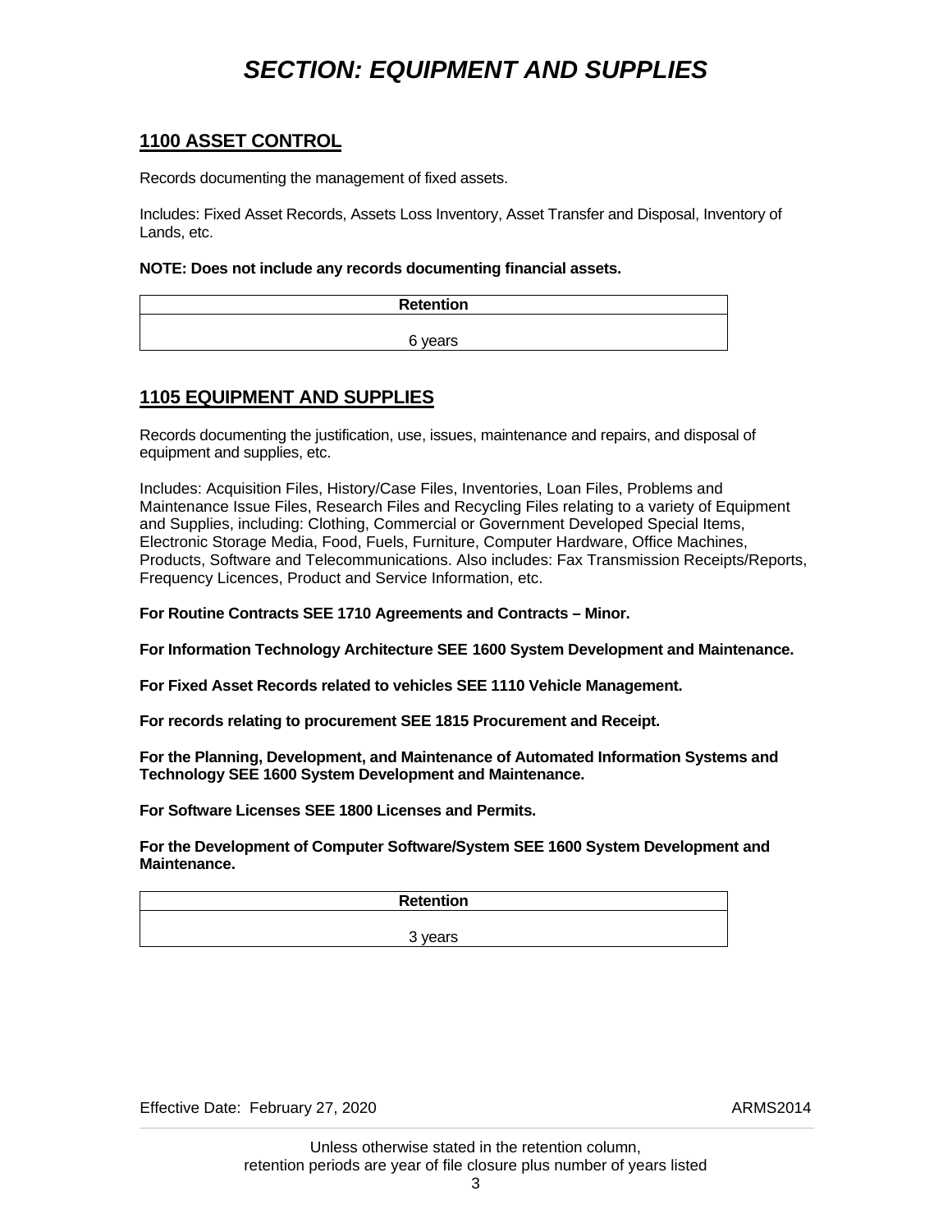# *SECTION: EQUIPMENT AND SUPPLIES*

## 1100 ASSET CONTROL

Records documenting the management of fixed assets.

Includes: Fixed Asset Records, Assets Loss Inventory, Asset Transfer and Disposal, Inventory of Lands, etc.

**NOTE: Does not include any records documenting financial assets.**

| Retention |
| --- |
| 6 years |

## 1105 EQUIPMENT AND SUPPLIES

Records documenting the justification, use, issues, maintenance and repairs, and disposal of equipment and supplies, etc.

Includes: Acquisition Files, History/Case Files, Inventories, Loan Files, Problems and Maintenance Issue Files, Research Files and Recycling Files relating to a variety of Equipment and Supplies, including: Clothing, Commercial or Government Developed Special Items, Electronic Storage Media, Food, Fuels, Furniture, Computer Hardware, Office Machines, Products, Software and Telecommunications. Also includes: Fax Transmission Receipts/Reports, Frequency Licences, Product and Service Information, etc.

**For Routine Contracts SEE 1710 Agreements and Contracts – Minor.**

**For Information Technology Architecture SEE 1600 System Development and Maintenance.**

**For Fixed Asset Records related to vehicles SEE 1110 Vehicle Management.**

**For records relating to procurement SEE 1815 Procurement and Receipt.**

**For the Planning, Development, and Maintenance of Automated Information Systems and Technology SEE 1600 System Development and Maintenance.**

**For Software Licenses SEE 1800 Licenses and Permits.**

**For the Development of Computer Software/System SEE 1600 System Development and Maintenance.**

| Retention |
| --- |
| 3 years |

Effective Date: February 27, 2020 ARMS2014

Unless otherwise stated in the retention column,
retention periods are year of file closure plus number of years listed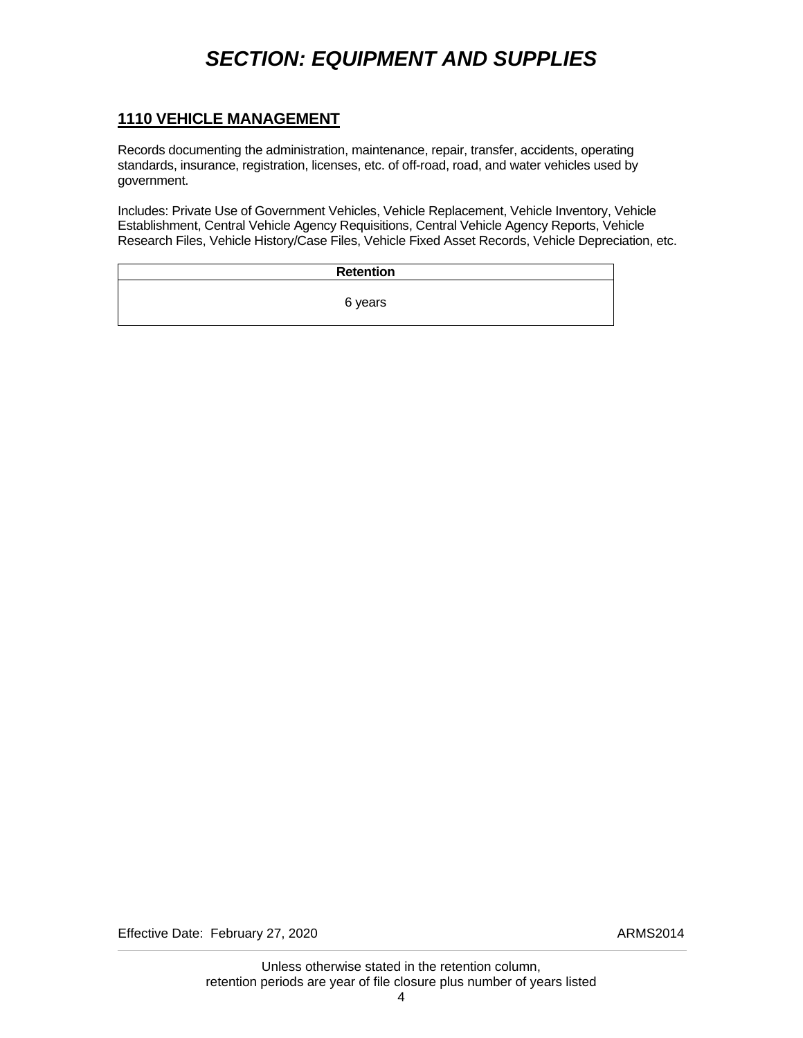# *SECTION: EQUIPMENT AND SUPPLIES*

## 1110 VEHICLE MANAGEMENT

Records documenting the administration, maintenance, repair, transfer, accidents, operating standards, insurance, registration, licenses, etc. of off-road, road, and water vehicles used by government.

Includes: Private Use of Government Vehicles, Vehicle Replacement, Vehicle Inventory, Vehicle Establishment, Central Vehicle Agency Requisitions, Central Vehicle Agency Reports, Vehicle Research Files, Vehicle History/Case Files, Vehicle Fixed Asset Records, Vehicle Depreciation, etc.

| Retention |
| --- |
| 6 years |

Effective Date: February 27, 2020 ARMS2014

Unless otherwise stated in the retention column, retention periods are year of file closure plus number of years listed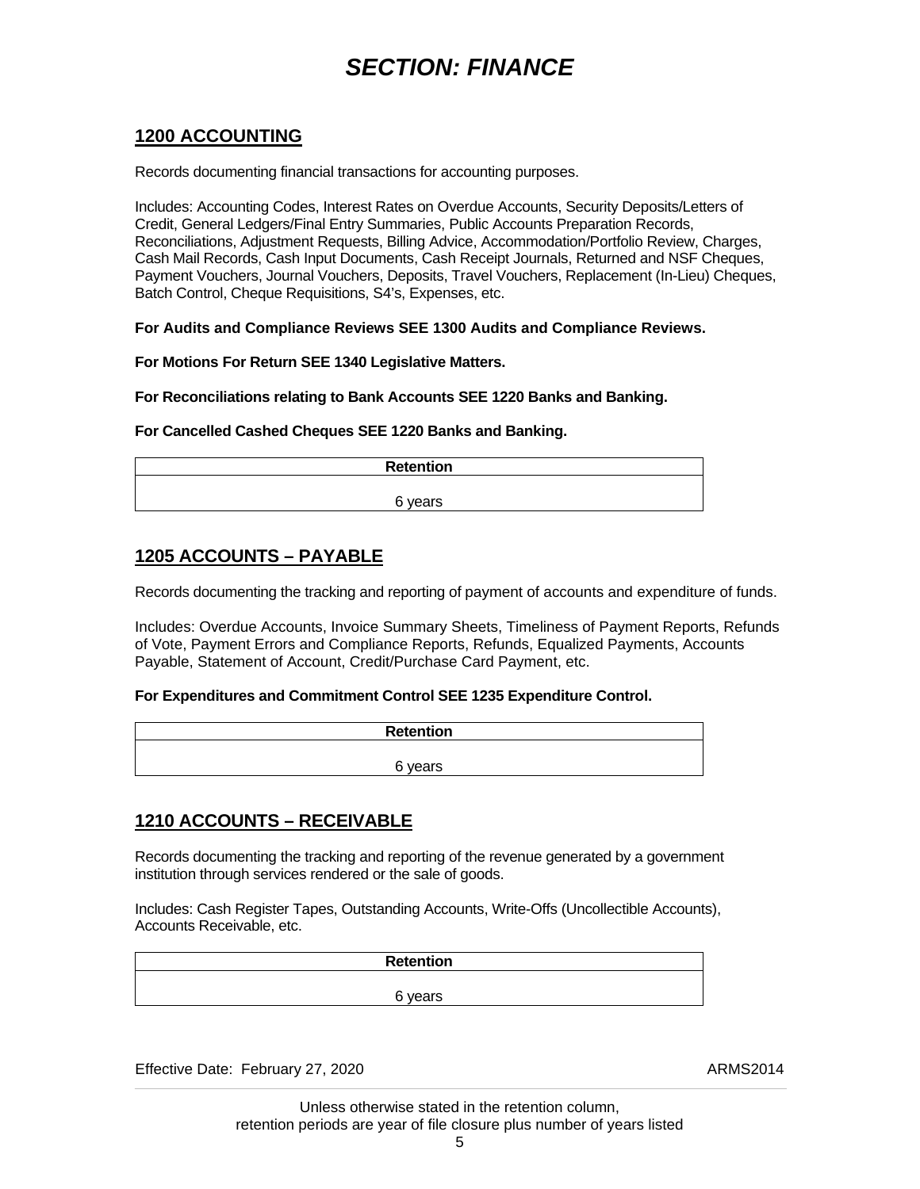# *SECTION: FINANCE*

## 1200 ACCOUNTING

Records documenting financial transactions for accounting purposes.

Includes: Accounting Codes, Interest Rates on Overdue Accounts, Security Deposits/Letters of Credit, General Ledgers/Final Entry Summaries, Public Accounts Preparation Records, Reconciliations, Adjustment Requests, Billing Advice, Accommodation/Portfolio Review, Charges, Cash Mail Records, Cash Input Documents, Cash Receipt Journals, Returned and NSF Cheques, Payment Vouchers, Journal Vouchers, Deposits, Travel Vouchers, Replacement (In-Lieu) Cheques, Batch Control, Cheque Requisitions, S4's, Expenses, etc.

**For Audits and Compliance Reviews SEE 1300 Audits and Compliance Reviews.**

**For Motions For Return SEE 1340 Legislative Matters.**

**For Reconciliations relating to Bank Accounts SEE 1220 Banks and Banking.**

**For Cancelled Cashed Cheques SEE 1220 Banks and Banking.**

| Retention |
| --- |
| 6 years |

## 1205 ACCOUNTS – PAYABLE

Records documenting the tracking and reporting of payment of accounts and expenditure of funds.

Includes: Overdue Accounts, Invoice Summary Sheets, Timeliness of Payment Reports, Refunds of Vote, Payment Errors and Compliance Reports, Refunds, Equalized Payments, Accounts Payable, Statement of Account, Credit/Purchase Card Payment, etc.

**For Expenditures and Commitment Control SEE 1235 Expenditure Control.**

| Retention |
| --- |
| 6 years |

## 1210 ACCOUNTS – RECEIVABLE

Records documenting the tracking and reporting of the revenue generated by a government institution through services rendered or the sale of goods.

Includes: Cash Register Tapes, Outstanding Accounts, Write-Offs (Uncollectible Accounts), Accounts Receivable, etc.

| Retention |
| --- |
| 6 years |

Effective Date: February 27, 2020 ARMS2014

Unless otherwise stated in the retention column, retention periods are year of file closure plus number of years listed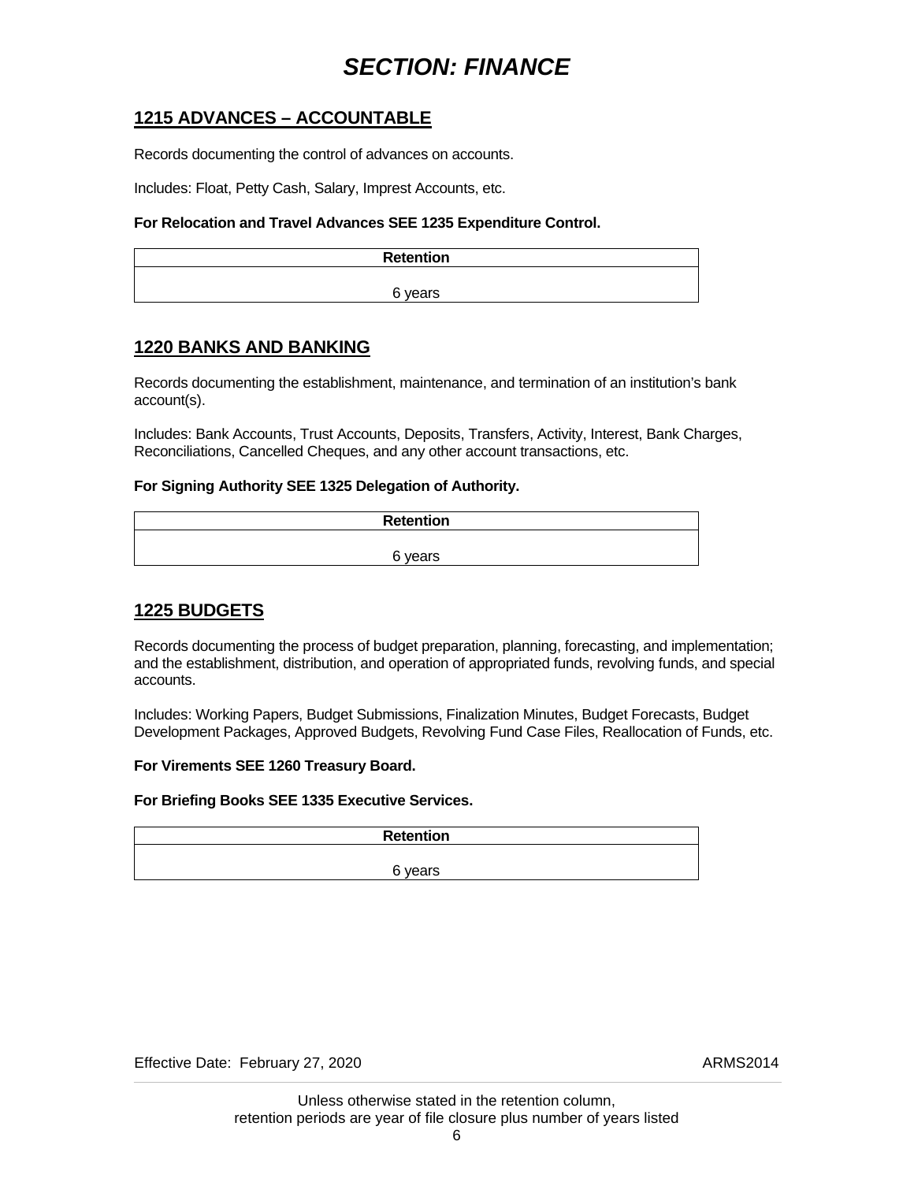# *SECTION: FINANCE*

## 1215 ADVANCES – ACCOUNTABLE

Records documenting the control of advances on accounts.

Includes: Float, Petty Cash, Salary, Imprest Accounts, etc.

**For Relocation and Travel Advances SEE 1235 Expenditure Control.**

| Retention |
| --- |
| 6 years |

## 1220 BANKS AND BANKING

Records documenting the establishment, maintenance, and termination of an institution's bank account(s).

Includes: Bank Accounts, Trust Accounts, Deposits, Transfers, Activity, Interest, Bank Charges, Reconciliations, Cancelled Cheques, and any other account transactions, etc.

**For Signing Authority SEE 1325 Delegation of Authority.**

| Retention |
| --- |
| 6 years |

## 1225 BUDGETS

Records documenting the process of budget preparation, planning, forecasting, and implementation; and the establishment, distribution, and operation of appropriated funds, revolving funds, and special accounts.

Includes: Working Papers, Budget Submissions, Finalization Minutes, Budget Forecasts, Budget Development Packages, Approved Budgets, Revolving Fund Case Files, Reallocation of Funds, etc.

**For Virements SEE 1260 Treasury Board.**

**For Briefing Books SEE 1335 Executive Services.**

| Retention |
| --- |
| 6 years |

Effective Date: February 27, 2020 ARMS2014

Unless otherwise stated in the retention column,
retention periods are year of file closure plus number of years listed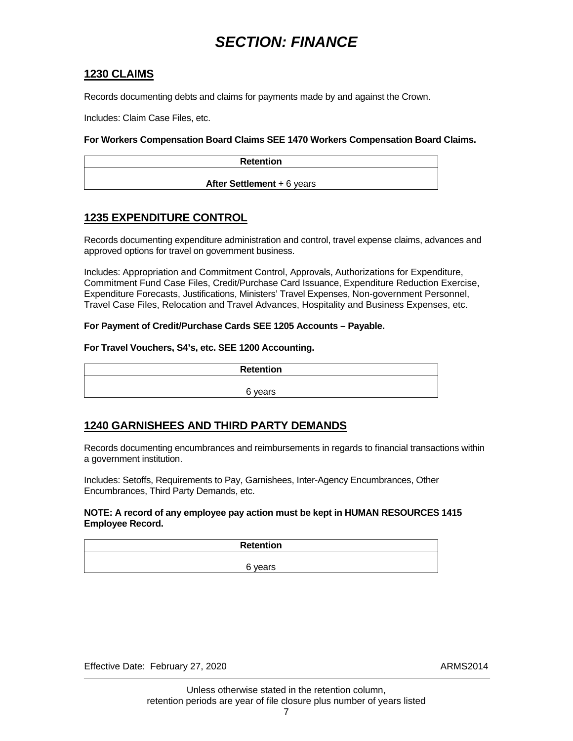# *SECTION: FINANCE*

## 1230 CLAIMS

Records documenting debts and claims for payments made by and against the Crown.

Includes: Claim Case Files, etc.

**For Workers Compensation Board Claims SEE 1470 Workers Compensation Board Claims.**

| Retention |
| --- |
| **After Settlement** + 6 years |

## 1235 EXPENDITURE CONTROL

Records documenting expenditure administration and control, travel expense claims, advances and approved options for travel on government business.

Includes: Appropriation and Commitment Control, Approvals, Authorizations for Expenditure, Commitment Fund Case Files, Credit/Purchase Card Issuance, Expenditure Reduction Exercise, Expenditure Forecasts, Justifications, Ministers' Travel Expenses, Non-government Personnel, Travel Case Files, Relocation and Travel Advances, Hospitality and Business Expenses, etc.

**For Payment of Credit/Purchase Cards SEE 1205 Accounts – Payable.**

**For Travel Vouchers, S4's, etc. SEE 1200 Accounting.**

| Retention |
| --- |
| 6 years |

## 1240 GARNISHEES AND THIRD PARTY DEMANDS

Records documenting encumbrances and reimbursements in regards to financial transactions within a government institution.

Includes: Setoffs, Requirements to Pay, Garnishees, Inter-Agency Encumbrances, Other Encumbrances, Third Party Demands, etc.

**NOTE: A record of any employee pay action must be kept in HUMAN RESOURCES 1415 Employee Record.**

| Retention |
| --- |
| 6 years |

Effective Date: February 27, 2020 ARMS2014

Unless otherwise stated in the retention column, retention periods are year of file closure plus number of years listed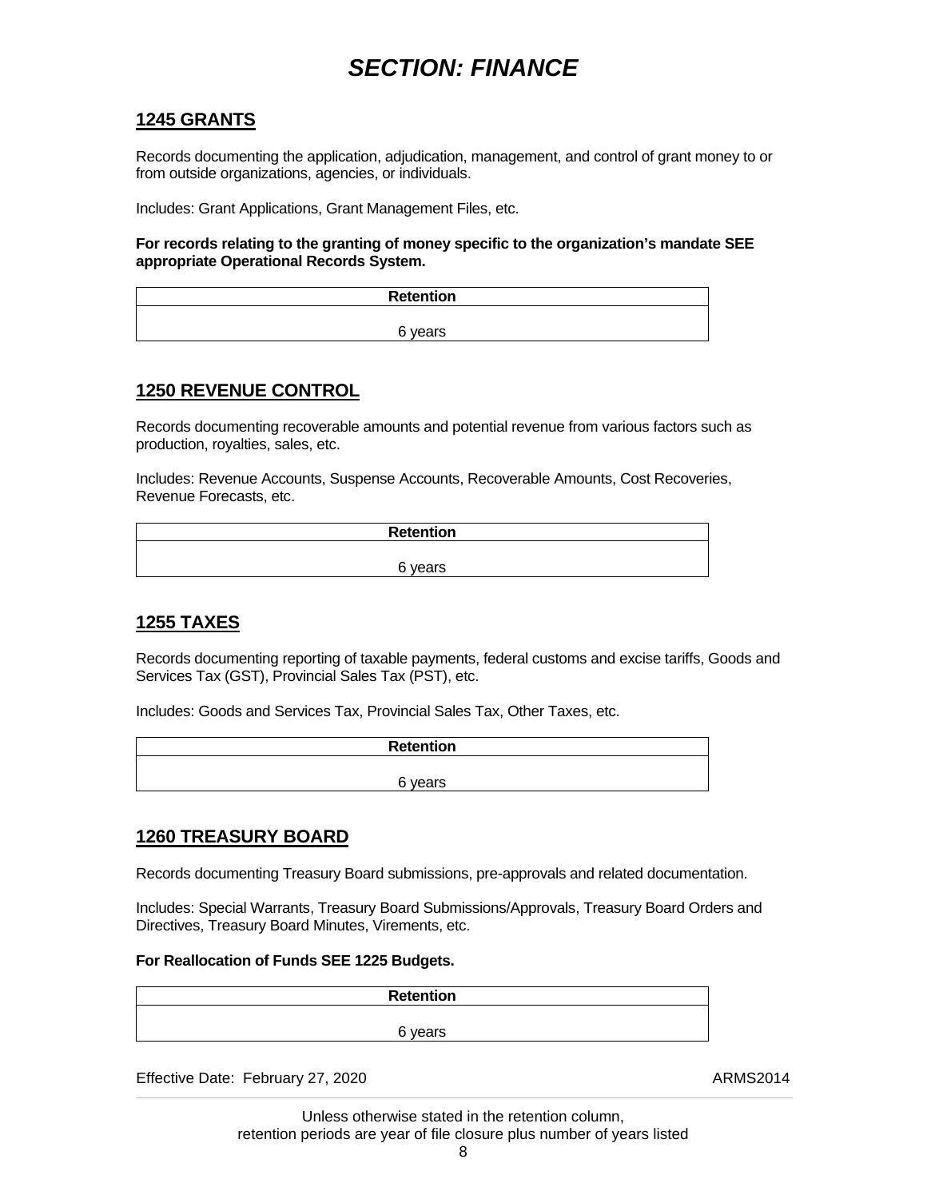# *SECTION: FINANCE*

## 1245 GRANTS

Records documenting the application, adjudication, management, and control of grant money to or from outside organizations, agencies, or individuals.

Includes: Grant Applications, Grant Management Files, etc.

**For records relating to the granting of money specific to the organization's mandate SEE appropriate Operational Records System.**

| Retention |
|---|
| 6 years |

## 1250 REVENUE CONTROL

Records documenting recoverable amounts and potential revenue from various factors such as production, royalties, sales, etc.

Includes: Revenue Accounts, Suspense Accounts, Recoverable Amounts, Cost Recoveries, Revenue Forecasts, etc.

| Retention |
|---|
| 6 years |

## 1255 TAXES

Records documenting reporting of taxable payments, federal customs and excise tariffs, Goods and Services Tax (GST), Provincial Sales Tax (PST), etc.

Includes: Goods and Services Tax, Provincial Sales Tax, Other Taxes, etc.

| Retention |
|---|
| 6 years |

## 1260 TREASURY BOARD

Records documenting Treasury Board submissions, pre-approvals and related documentation.

Includes: Special Warrants, Treasury Board Submissions/Approvals, Treasury Board Orders and Directives, Treasury Board Minutes, Virements, etc.

**For Reallocation of Funds SEE 1225 Budgets.**

| Retention |
|---|
| 6 years |

Effective Date: February 27, 2020 ARMS2014

Unless otherwise stated in the retention column,
retention periods are year of file closure plus number of years listed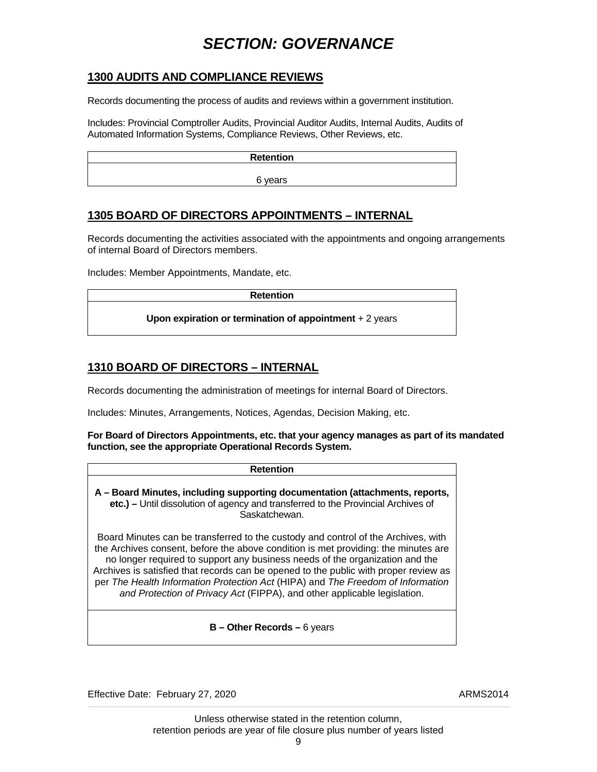# *SECTION: GOVERNANCE*

## 1300 AUDITS AND COMPLIANCE REVIEWS

Records documenting the process of audits and reviews within a government institution.

Includes: Provincial Comptroller Audits, Provincial Auditor Audits, Internal Audits, Audits of Automated Information Systems, Compliance Reviews, Other Reviews, etc.

| **Retention** |
| --- |
| 6 years |

## 1305 BOARD OF DIRECTORS APPOINTMENTS – INTERNAL

Records documenting the activities associated with the appointments and ongoing arrangements of internal Board of Directors members.

Includes: Member Appointments, Mandate, etc.

| **Retention** |
| --- |
| **Upon expiration or termination of appointment** + 2 years |

## 1310 BOARD OF DIRECTORS – INTERNAL

Records documenting the administration of meetings for internal Board of Directors.

Includes: Minutes, Arrangements, Notices, Agendas, Decision Making, etc.

**For Board of Directors Appointments, etc. that your agency manages as part of its mandated function, see the appropriate Operational Records System.**

| **Retention** |
| --- |
| **A – Board Minutes, including supporting documentation (attachments, reports, etc.) –** Until dissolution of agency and transferred to the Provincial Archives of Saskatchewan.<br><br>Board Minutes can be transferred to the custody and control of the Archives, with the Archives consent, before the above condition is met providing: the minutes are no longer required to support any business needs of the organization and the Archives is satisfied that records can be opened to the public with proper review as per *The Health Information Protection Act* (HIPA) and *The Freedom of Information and Protection of Privacy Act* (FIPPA), and other applicable legislation. |
| **B – Other Records –** 6 years |

Effective Date: February 27, 2020 ARMS2014

Unless otherwise stated in the retention column, retention periods are year of file closure plus number of years listed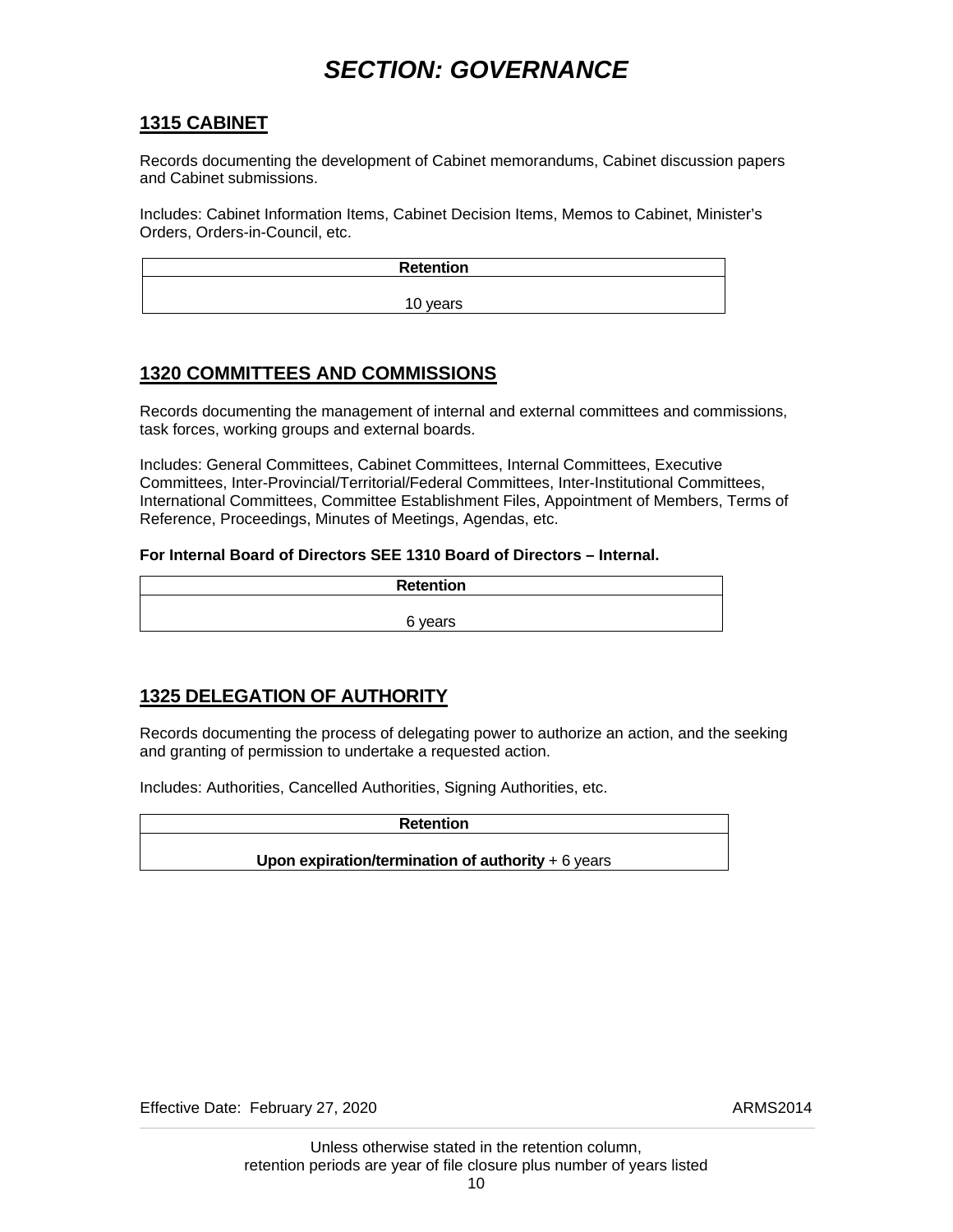# *SECTION: GOVERNANCE*

## 1315 CABINET

Records documenting the development of Cabinet memorandums, Cabinet discussion papers and Cabinet submissions.

Includes: Cabinet Information Items, Cabinet Decision Items, Memos to Cabinet, Minister's Orders, Orders-in-Council, etc.

| Retention |
|---|
| 10 years |

## 1320 COMMITTEES AND COMMISSIONS

Records documenting the management of internal and external committees and commissions, task forces, working groups and external boards.

Includes: General Committees, Cabinet Committees, Internal Committees, Executive Committees, Inter-Provincial/Territorial/Federal Committees, Inter-Institutional Committees, International Committees, Committee Establishment Files, Appointment of Members, Terms of Reference, Proceedings, Minutes of Meetings, Agendas, etc.

**For Internal Board of Directors SEE 1310 Board of Directors – Internal.**

| Retention |
|---|
| 6 years |

## 1325 DELEGATION OF AUTHORITY

Records documenting the process of delegating power to authorize an action, and the seeking and granting of permission to undertake a requested action.

Includes: Authorities, Cancelled Authorities, Signing Authorities, etc.

| Retention |
|---|
| **Upon expiration/termination of authority** + 6 years |

Effective Date: February 27, 2020

ARMS2014

Unless otherwise stated in the retention column,
retention periods are year of file closure plus number of years listed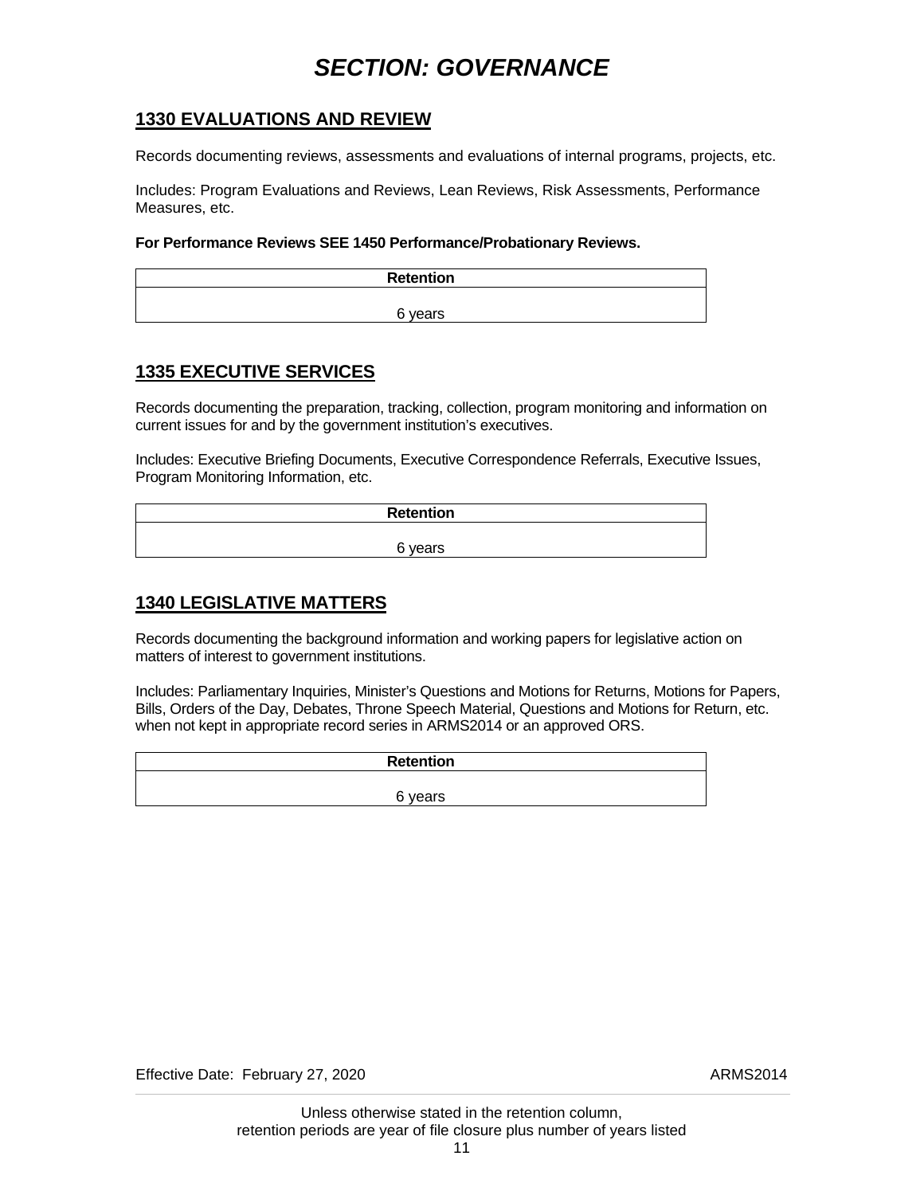# *SECTION: GOVERNANCE*

## 1330 EVALUATIONS AND REVIEW

Records documenting reviews, assessments and evaluations of internal programs, projects, etc.

Includes: Program Evaluations and Reviews, Lean Reviews, Risk Assessments, Performance Measures, etc.

**For Performance Reviews SEE 1450 Performance/Probationary Reviews.**

| Retention |
| --- |
| 6 years |

## 1335 EXECUTIVE SERVICES

Records documenting the preparation, tracking, collection, program monitoring and information on current issues for and by the government institution's executives.

Includes: Executive Briefing Documents, Executive Correspondence Referrals, Executive Issues, Program Monitoring Information, etc.

| Retention |
| --- |
| 6 years |

## 1340 LEGISLATIVE MATTERS

Records documenting the background information and working papers for legislative action on matters of interest to government institutions.

Includes: Parliamentary Inquiries, Minister's Questions and Motions for Returns, Motions for Papers, Bills, Orders of the Day, Debates, Throne Speech Material, Questions and Motions for Return, etc. when not kept in appropriate record series in ARMS2014 or an approved ORS.

| Retention |
| --- |
| 6 years |

Unless otherwise stated in the retention column,
retention periods are year of file closure plus number of years listed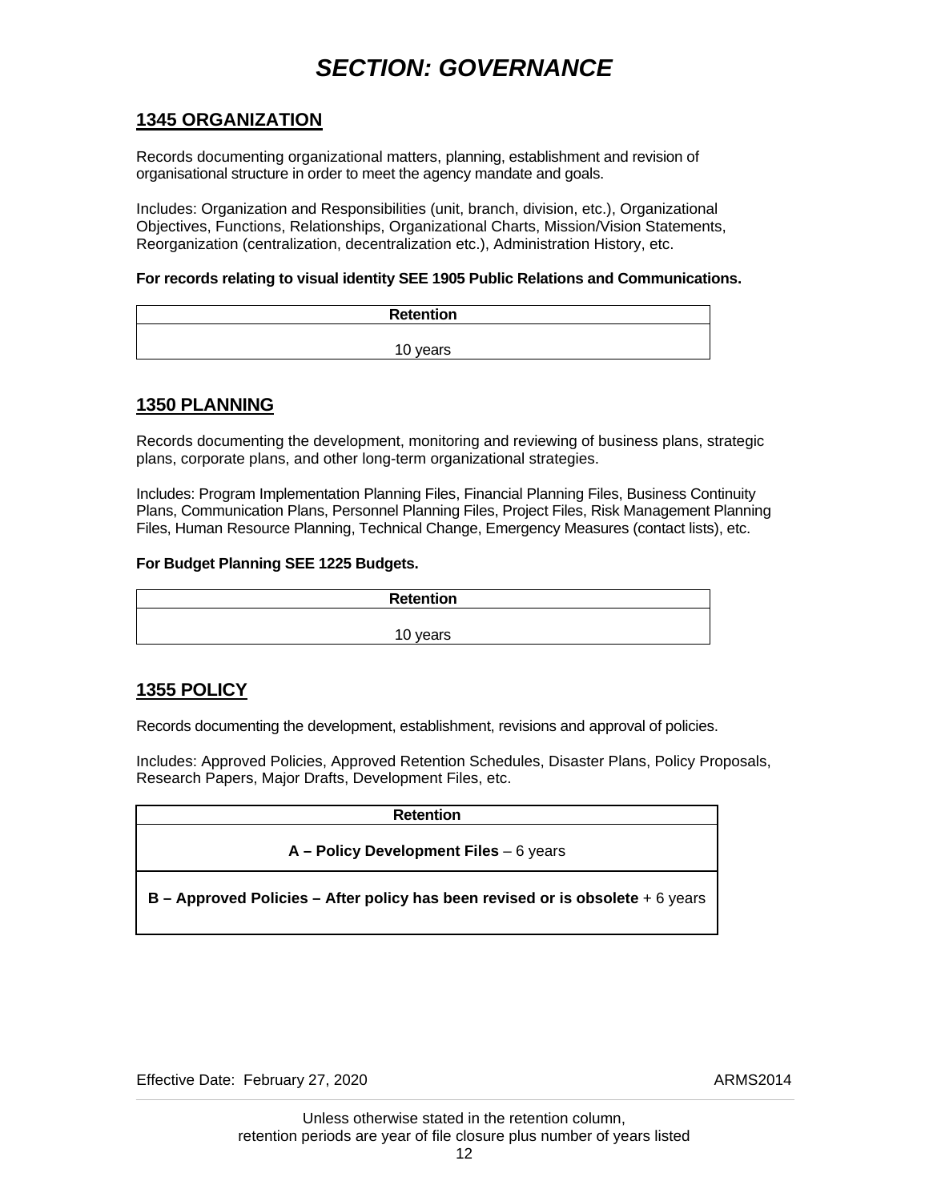# *SECTION: GOVERNANCE*

## 1345 ORGANIZATION

Records documenting organizational matters, planning, establishment and revision of organisational structure in order to meet the agency mandate and goals.

Includes: Organization and Responsibilities (unit, branch, division, etc.), Organizational Objectives, Functions, Relationships, Organizational Charts, Mission/Vision Statements, Reorganization (centralization, decentralization etc.), Administration History, etc.

**For records relating to visual identity SEE 1905 Public Relations and Communications.**

| Retention |
| --- |
| 10 years |

## 1350 PLANNING

Records documenting the development, monitoring and reviewing of business plans, strategic plans, corporate plans, and other long-term organizational strategies.

Includes: Program Implementation Planning Files, Financial Planning Files, Business Continuity Plans, Communication Plans, Personnel Planning Files, Project Files, Risk Management Planning Files, Human Resource Planning, Technical Change, Emergency Measures (contact lists), etc.

**For Budget Planning SEE 1225 Budgets.**

| Retention |
| --- |
| 10 years |

## 1355 POLICY

Records documenting the development, establishment, revisions and approval of policies.

Includes: Approved Policies, Approved Retention Schedules, Disaster Plans, Policy Proposals, Research Papers, Major Drafts, Development Files, etc.

| Retention |
| --- |
| **A – Policy Development Files** – 6 years |
| **B – Approved Policies – After policy has been revised or is obsolete** + 6 years |

Effective Date: February 27, 2020 ARMS2014

Unless otherwise stated in the retention column, retention periods are year of file closure plus number of years listed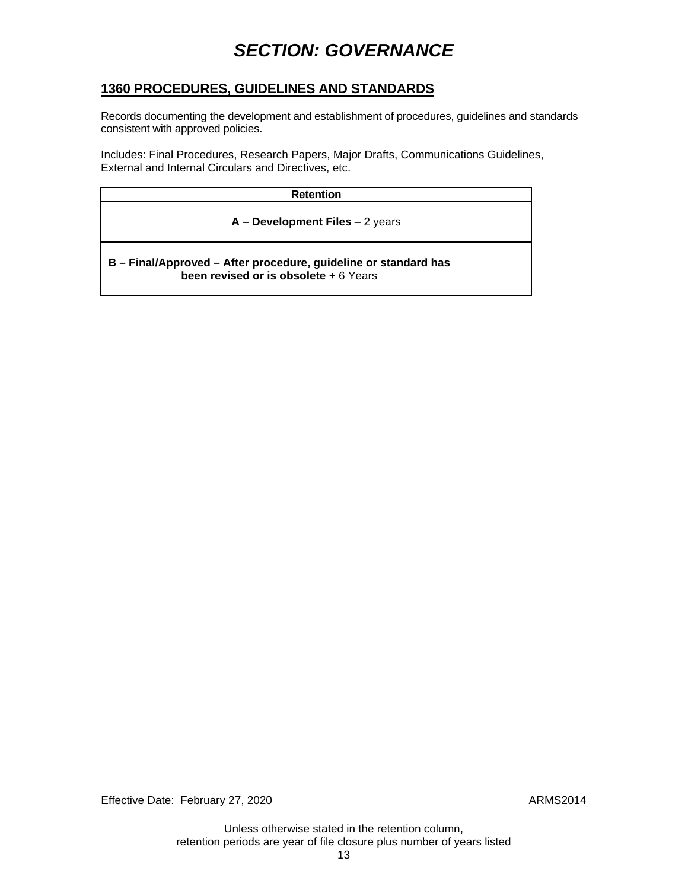# *SECTION: GOVERNANCE*

## 1360 PROCEDURES, GUIDELINES AND STANDARDS

Records documenting the development and establishment of procedures, guidelines and standards consistent with approved policies.

Includes: Final Procedures, Research Papers, Major Drafts, Communications Guidelines, External and Internal Circulars and Directives, etc.

| Retention |
|---|
| **A – Development Files** – 2 years |
| **B – Final/Approved – After procedure, guideline or standard has been revised or is obsolete** + 6 Years |

Effective Date: February 27, 2020

ARMS2014

Unless otherwise stated in the retention column, retention periods are year of file closure plus number of years listed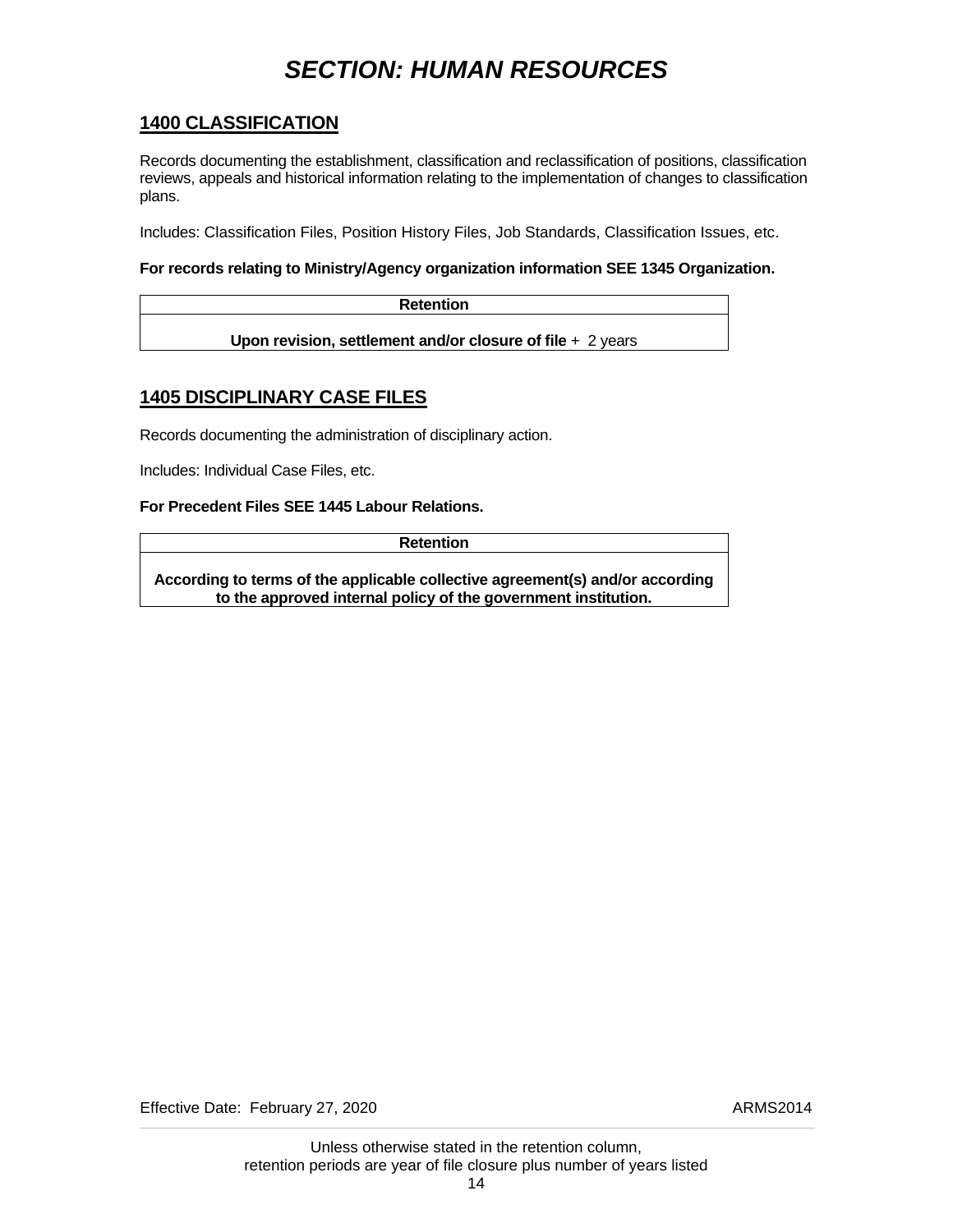# *SECTION: HUMAN RESOURCES*

## 1400 CLASSIFICATION

Records documenting the establishment, classification and reclassification of positions, classification reviews, appeals and historical information relating to the implementation of changes to classification plans.

Includes: Classification Files, Position History Files, Job Standards, Classification Issues, etc.

**For records relating to Ministry/Agency organization information SEE 1345 Organization.**

| Retention |
| --- |
| **Upon revision, settlement and/or closure of file** + 2 years |

## 1405 DISCIPLINARY CASE FILES

Records documenting the administration of disciplinary action.

Includes: Individual Case Files, etc.

**For Precedent Files SEE 1445 Labour Relations.**

| Retention |
| --- |
| **According to terms of the applicable collective agreement(s) and/or according to the approved internal policy of the government institution.** |

Effective Date: February 27, 2020 ARMS2014

Unless otherwise stated in the retention column, retention periods are year of file closure plus number of years listed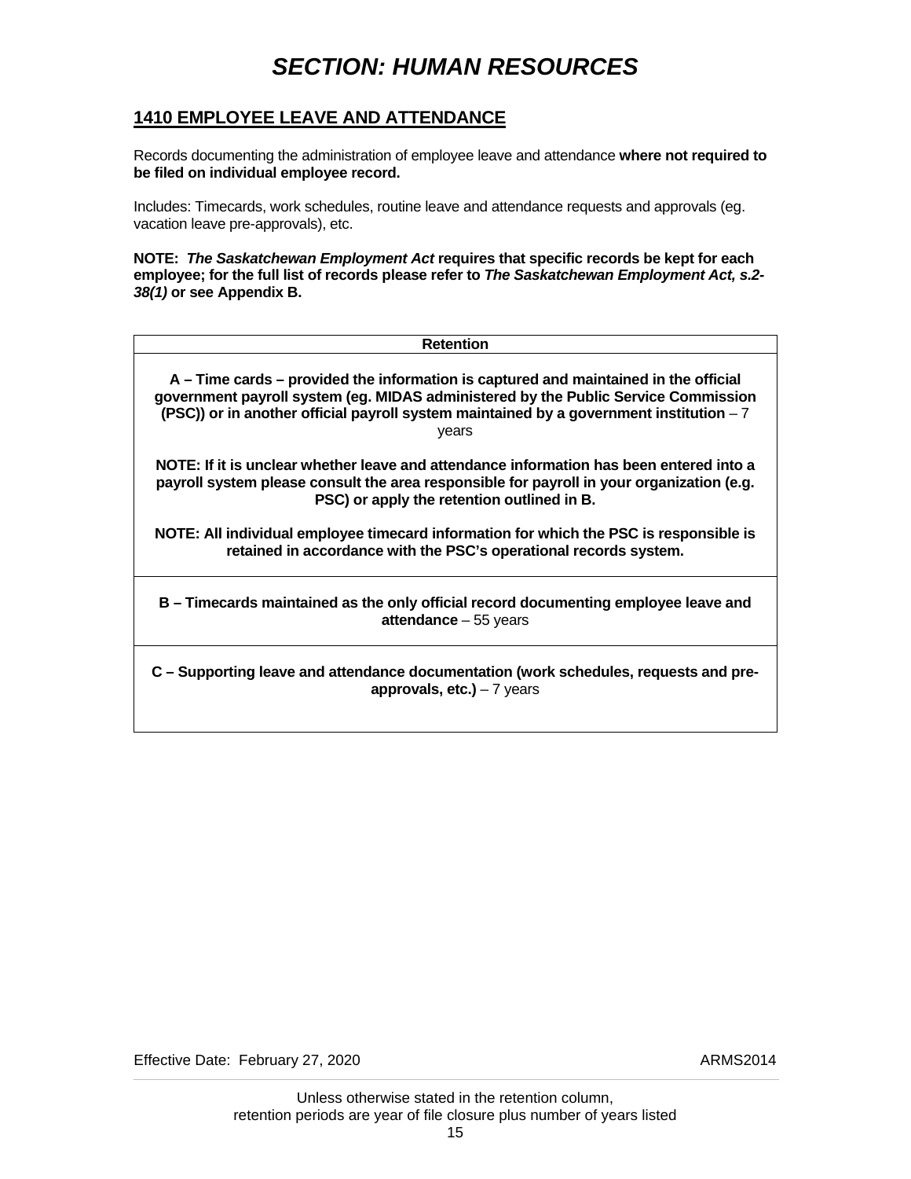# *SECTION: HUMAN RESOURCES*

## 1410 EMPLOYEE LEAVE AND ATTENDANCE

Records documenting the administration of employee leave and attendance **where not required to be filed on individual employee record.**

Includes: Timecards, work schedules, routine leave and attendance requests and approvals (eg. vacation leave pre-approvals), etc.

**NOTE: *The Saskatchewan Employment Act* requires that specific records be kept for each employee; for the full list of records please refer to *The Saskatchewan Employment Act, s.2-38(1)* or see Appendix B.**

| Retention |
|---|
| **A – Time cards – provided the information is captured and maintained in the official government payroll system (eg. MIDAS administered by the Public Service Commission (PSC)) or in another official payroll system maintained by a government institution** – 7 years<br><br>**NOTE: If it is unclear whether leave and attendance information has been entered into a payroll system please consult the area responsible for payroll in your organization (e.g. PSC) or apply the retention outlined in B.**<br><br>**NOTE: All individual employee timecard information for which the PSC is responsible is retained in accordance with the PSC's operational records system.** |
| **B – Timecards maintained as the only official record documenting employee leave and attendance** – 55 years |
| **C – Supporting leave and attendance documentation (work schedules, requests and pre-approvals, etc.)** – 7 years |

Effective Date: February 27, 2020 ARMS2014

Unless otherwise stated in the retention column, retention periods are year of file closure plus number of years listed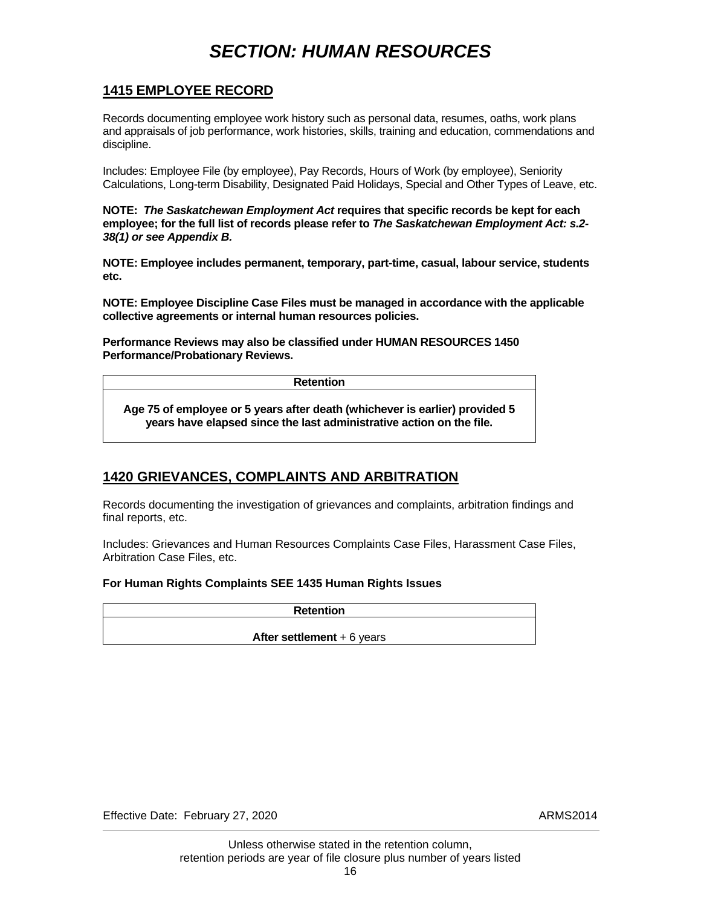# *SECTION: HUMAN RESOURCES*

## 1415 EMPLOYEE RECORD

Records documenting employee work history such as personal data, resumes, oaths, work plans and appraisals of job performance, work histories, skills, training and education, commendations and discipline.

Includes: Employee File (by employee), Pay Records, Hours of Work (by employee), Seniority Calculations, Long-term Disability, Designated Paid Holidays, Special and Other Types of Leave, etc.

**NOTE: *The Saskatchewan Employment Act* requires that specific records be kept for each employee; for the full list of records please refer to *The Saskatchewan Employment Act: s.2-38(1) or see Appendix B.***

**NOTE: Employee includes permanent, temporary, part-time, casual, labour service, students etc.**

**NOTE: Employee Discipline Case Files must be managed in accordance with the applicable collective agreements or internal human resources policies.**

**Performance Reviews may also be classified under HUMAN RESOURCES 1450 Performance/Probationary Reviews.**

| Retention |
| --- |
| **Age 75 of employee or 5 years after death (whichever is earlier) provided 5 years have elapsed since the last administrative action on the file.** |

## 1420 GRIEVANCES, COMPLAINTS AND ARBITRATION

Records documenting the investigation of grievances and complaints, arbitration findings and final reports, etc.

Includes: Grievances and Human Resources Complaints Case Files, Harassment Case Files, Arbitration Case Files, etc.

**For Human Rights Complaints SEE 1435 Human Rights Issues**

| Retention |
| --- |
| **After settlement** + 6 years |

Effective Date: February 27, 2020 ARMS2014

Unless otherwise stated in the retention column,
retention periods are year of file closure plus number of years listed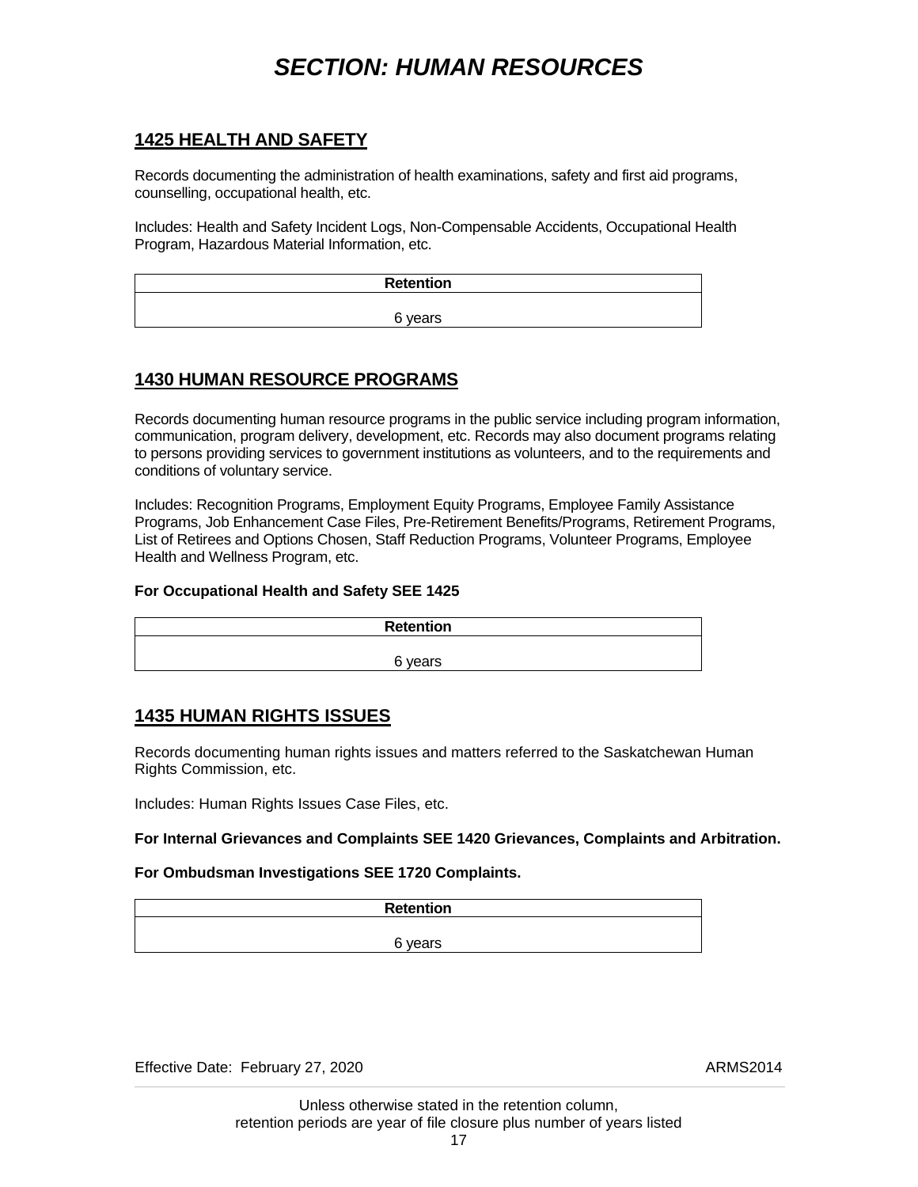# SECTION: HUMAN RESOURCES

## 1425 HEALTH AND SAFETY

Records documenting the administration of health examinations, safety and first aid programs, counselling, occupational health, etc.

Includes: Health and Safety Incident Logs, Non-Compensable Accidents, Occupational Health Program, Hazardous Material Information, etc.

| Retention |
| --- |
| 6 years |

## 1430 HUMAN RESOURCE PROGRAMS

Records documenting human resource programs in the public service including program information, communication, program delivery, development, etc. Records may also document programs relating to persons providing services to government institutions as volunteers, and to the requirements and conditions of voluntary service.

Includes: Recognition Programs, Employment Equity Programs, Employee Family Assistance Programs, Job Enhancement Case Files, Pre-Retirement Benefits/Programs, Retirement Programs, List of Retirees and Options Chosen, Staff Reduction Programs, Volunteer Programs, Employee Health and Wellness Program, etc.

**For Occupational Health and Safety SEE 1425**

| Retention |
| --- |
| 6 years |

## 1435 HUMAN RIGHTS ISSUES

Records documenting human rights issues and matters referred to the Saskatchewan Human Rights Commission, etc.

Includes: Human Rights Issues Case Files, etc.

**For Internal Grievances and Complaints SEE 1420 Grievances, Complaints and Arbitration.**

**For Ombudsman Investigations SEE 1720 Complaints.**

| Retention |
| --- |
| 6 years |

Effective Date: February 27, 2020 ARMS2014

Unless otherwise stated in the retention column,
retention periods are year of file closure plus number of years listed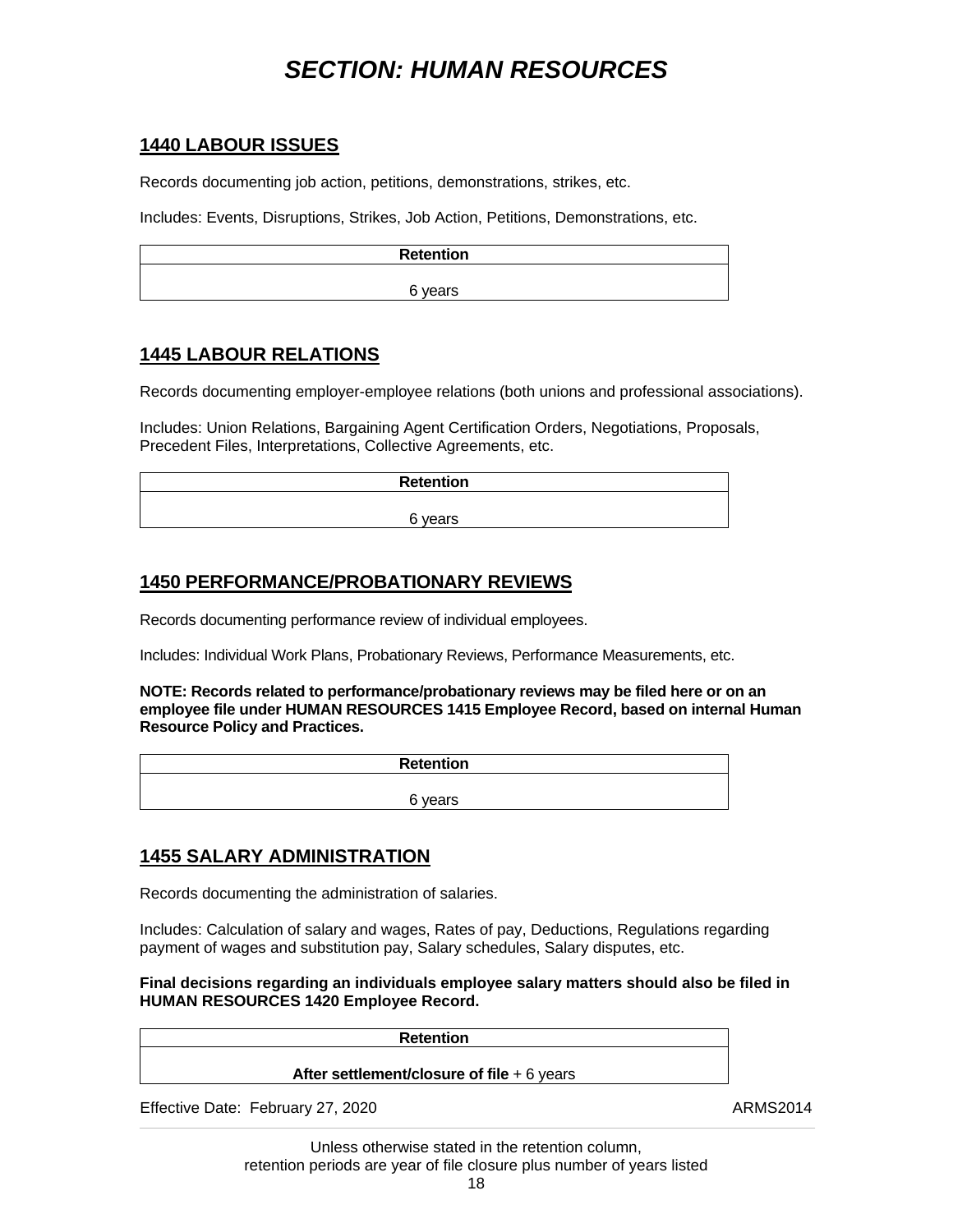# *SECTION: HUMAN RESOURCES*

## 1440 LABOUR ISSUES

Records documenting job action, petitions, demonstrations, strikes, etc.

Includes: Events, Disruptions, Strikes, Job Action, Petitions, Demonstrations, etc.

| Retention |
|---|
| 6 years |

## 1445 LABOUR RELATIONS

Records documenting employer-employee relations (both unions and professional associations).

Includes: Union Relations, Bargaining Agent Certification Orders, Negotiations, Proposals, Precedent Files, Interpretations, Collective Agreements, etc.

| Retention |
|---|
| 6 years |

## 1450 PERFORMANCE/PROBATIONARY REVIEWS

Records documenting performance review of individual employees.

Includes: Individual Work Plans, Probationary Reviews, Performance Measurements, etc.

**NOTE: Records related to performance/probationary reviews may be filed here or on an employee file under HUMAN RESOURCES 1415 Employee Record, based on internal Human Resource Policy and Practices.**

| Retention |
|---|
| 6 years |

## 1455 SALARY ADMINISTRATION

Records documenting the administration of salaries.

Includes: Calculation of salary and wages, Rates of pay, Deductions, Regulations regarding payment of wages and substitution pay, Salary schedules, Salary disputes, etc.

**Final decisions regarding an individuals employee salary matters should also be filed in HUMAN RESOURCES 1420 Employee Record.**

| Retention |
|---|
| **After settlement/closure of file** + 6 years |

Effective Date: February 27, 2020 ARMS2014

Unless otherwise stated in the retention column,
retention periods are year of file closure plus number of years listed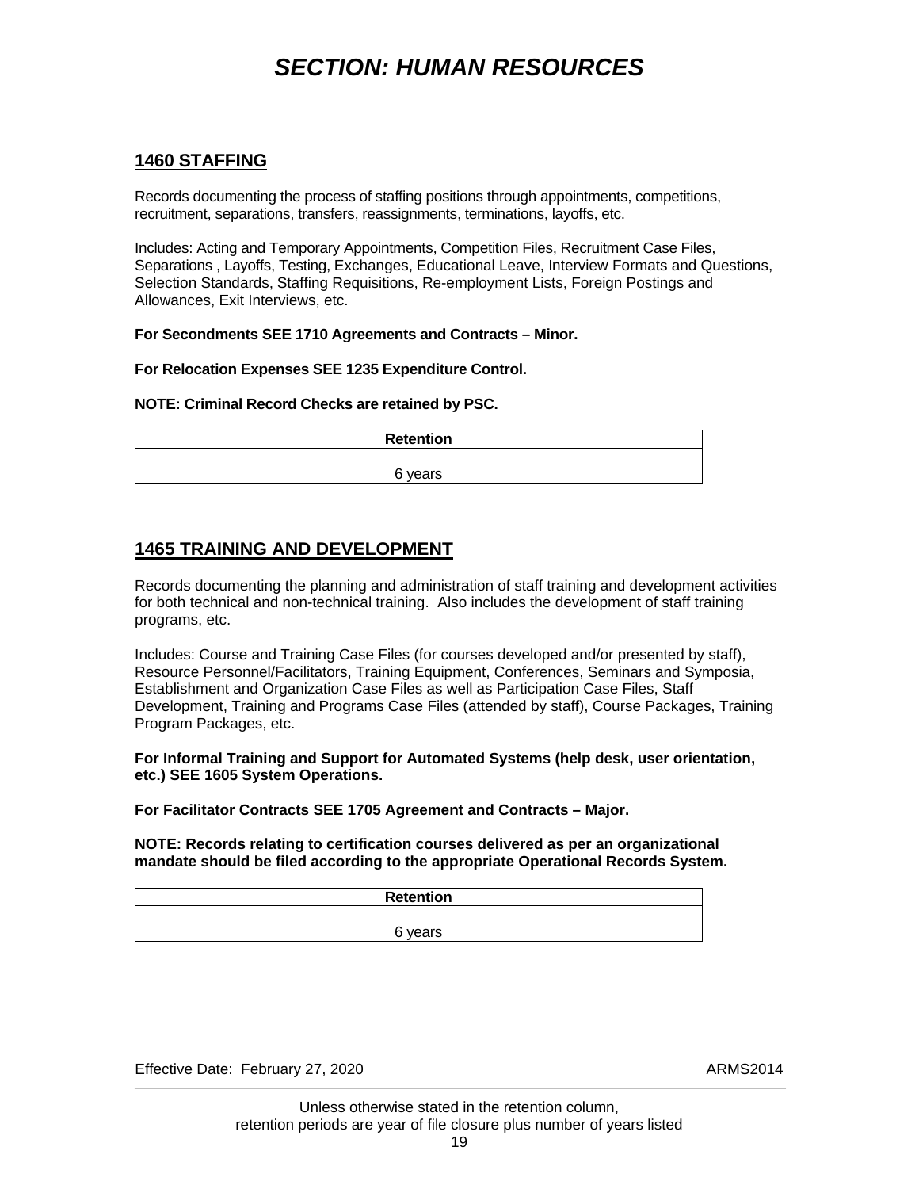# SECTION: HUMAN RESOURCES

## 1460 STAFFING

Records documenting the process of staffing positions through appointments, competitions, recruitment, separations, transfers, reassignments, terminations, layoffs, etc.

Includes: Acting and Temporary Appointments, Competition Files, Recruitment Case Files, Separations , Layoffs, Testing, Exchanges, Educational Leave, Interview Formats and Questions, Selection Standards, Staffing Requisitions, Re-employment Lists, Foreign Postings and Allowances, Exit Interviews, etc.

**For Secondments SEE 1710 Agreements and Contracts – Minor.**

**For Relocation Expenses SEE 1235 Expenditure Control.**

**NOTE: Criminal Record Checks are retained by PSC.**

| Retention |
|---|
| 6 years |

## 1465 TRAINING AND DEVELOPMENT

Records documenting the planning and administration of staff training and development activities for both technical and non-technical training. Also includes the development of staff training programs, etc.

Includes: Course and Training Case Files (for courses developed and/or presented by staff), Resource Personnel/Facilitators, Training Equipment, Conferences, Seminars and Symposia, Establishment and Organization Case Files as well as Participation Case Files, Staff Development, Training and Programs Case Files (attended by staff), Course Packages, Training Program Packages, etc.

**For Informal Training and Support for Automated Systems (help desk, user orientation, etc.) SEE 1605 System Operations.**

**For Facilitator Contracts SEE 1705 Agreement and Contracts – Major.**

**NOTE: Records relating to certification courses delivered as per an organizational mandate should be filed according to the appropriate Operational Records System.**

| Retention |
|---|
| 6 years |

Effective Date: February 27, 2020 ARMS2014

Unless otherwise stated in the retention column, retention periods are year of file closure plus number of years listed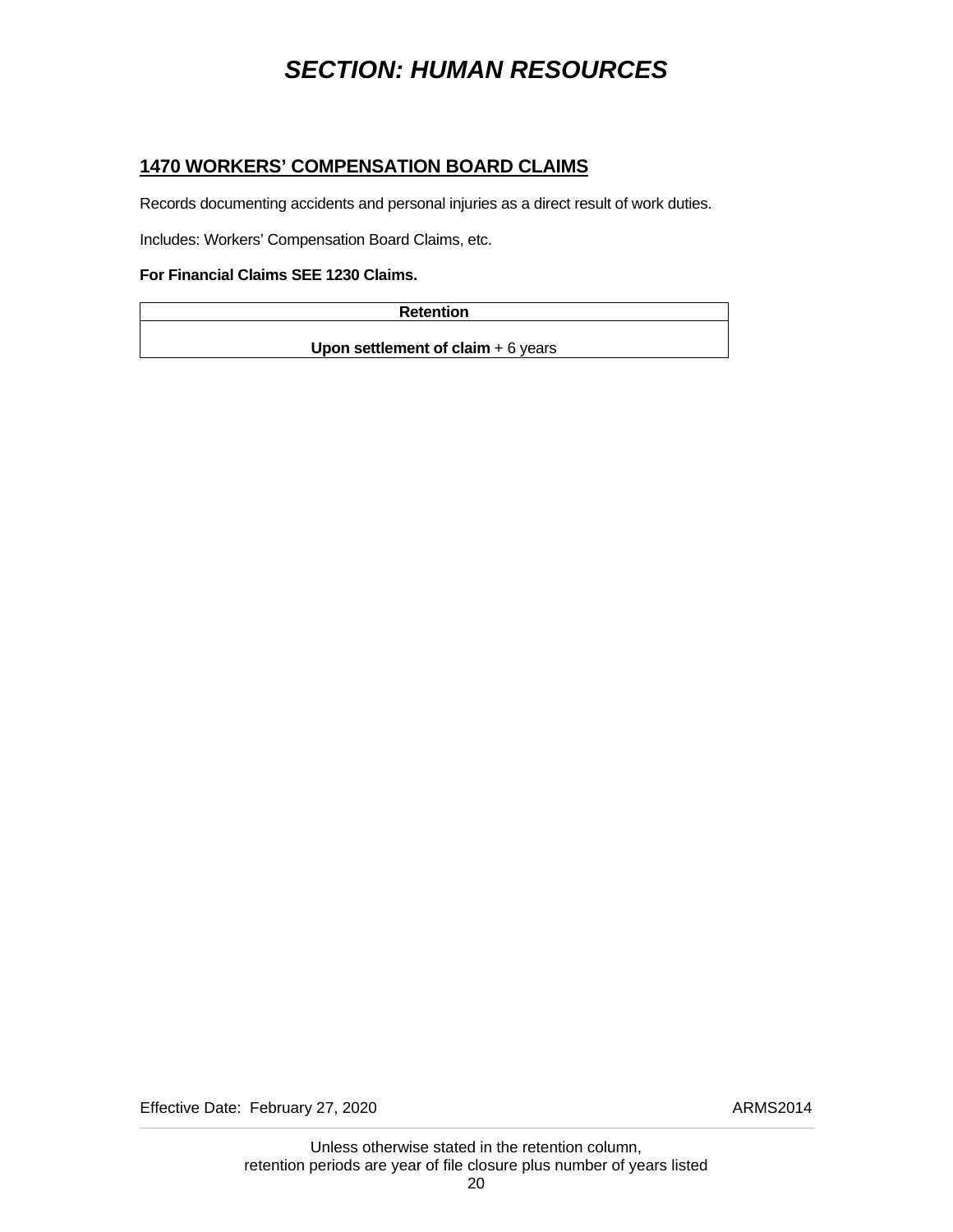# SECTION: HUMAN RESOURCES

## 1470 WORKERS' COMPENSATION BOARD CLAIMS

Records documenting accidents and personal injuries as a direct result of work duties.

Includes: Workers' Compensation Board Claims, etc.

**For Financial Claims SEE 1230 Claims.**

| Retention |
| --- |
| **Upon settlement of claim** + 6 years |

Effective Date: February 27, 2020 ARMS2014

Unless otherwise stated in the retention column,
retention periods are year of file closure plus number of years listed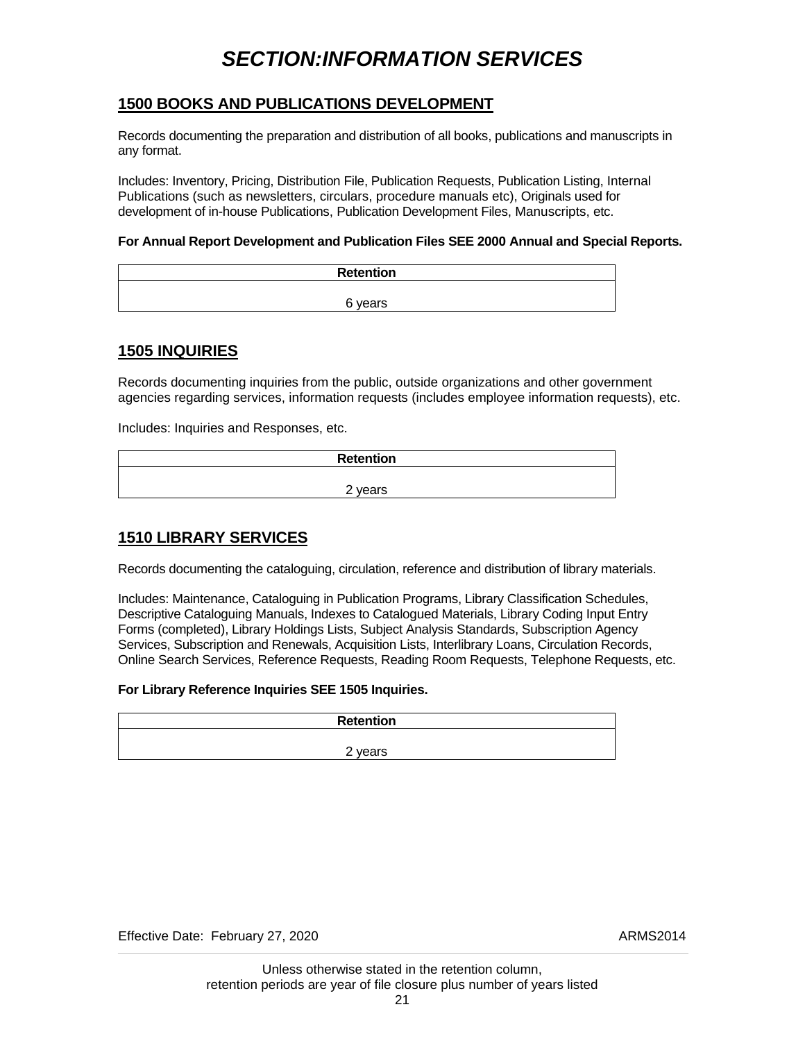# *SECTION:INFORMATION SERVICES*

## 1500 BOOKS AND PUBLICATIONS DEVELOPMENT

Records documenting the preparation and distribution of all books, publications and manuscripts in any format.

Includes: Inventory, Pricing, Distribution File, Publication Requests, Publication Listing, Internal Publications (such as newsletters, circulars, procedure manuals etc), Originals used for development of in-house Publications, Publication Development Files, Manuscripts, etc.

**For Annual Report Development and Publication Files SEE 2000 Annual and Special Reports.**

| Retention |
| --- |
| 6 years |

## 1505 INQUIRIES

Records documenting inquiries from the public, outside organizations and other government agencies regarding services, information requests (includes employee information requests), etc.

Includes: Inquiries and Responses, etc.

| Retention |
| --- |
| 2 years |

## 1510 LIBRARY SERVICES

Records documenting the cataloguing, circulation, reference and distribution of library materials.

Includes: Maintenance, Cataloguing in Publication Programs, Library Classification Schedules, Descriptive Cataloguing Manuals, Indexes to Catalogued Materials, Library Coding Input Entry Forms (completed), Library Holdings Lists, Subject Analysis Standards, Subscription Agency Services, Subscription and Renewals, Acquisition Lists, Interlibrary Loans, Circulation Records, Online Search Services, Reference Requests, Reading Room Requests, Telephone Requests, etc.

**For Library Reference Inquiries SEE 1505 Inquiries.**

| Retention |
| --- |
| 2 years |

Effective Date: February 27, 2020 ARMS2014

Unless otherwise stated in the retention column,
retention periods are year of file closure plus number of years listed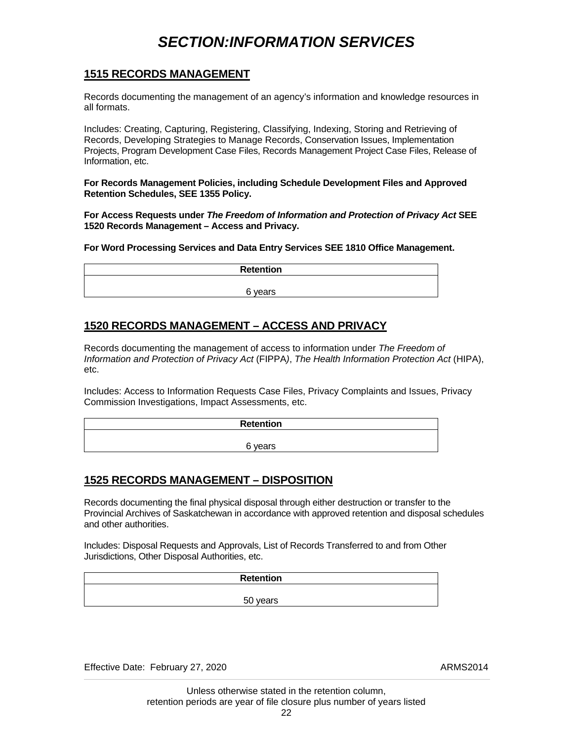# *SECTION:INFORMATION SERVICES*

## 1515 RECORDS MANAGEMENT

Records documenting the management of an agency's information and knowledge resources in all formats.

Includes: Creating, Capturing, Registering, Classifying, Indexing, Storing and Retrieving of Records, Developing Strategies to Manage Records, Conservation Issues, Implementation Projects, Program Development Case Files, Records Management Project Case Files, Release of Information, etc.

**For Records Management Policies, including Schedule Development Files and Approved Retention Schedules, SEE 1355 Policy.**

**For Access Requests under *The Freedom of Information and Protection of Privacy Act* SEE 1520 Records Management – Access and Privacy.**

**For Word Processing Services and Data Entry Services SEE 1810 Office Management.**

| Retention |
| --- |
| 6 years |

## 1520 RECORDS MANAGEMENT – ACCESS AND PRIVACY

Records documenting the management of access to information under *The Freedom of Information and Protection of Privacy Act* (FIPPA), *The Health Information Protection Act* (HIPA), etc.

Includes: Access to Information Requests Case Files, Privacy Complaints and Issues, Privacy Commission Investigations, Impact Assessments, etc.

| Retention |
| --- |
| 6 years |

## 1525 RECORDS MANAGEMENT – DISPOSITION

Records documenting the final physical disposal through either destruction or transfer to the Provincial Archives of Saskatchewan in accordance with approved retention and disposal schedules and other authorities.

Includes: Disposal Requests and Approvals, List of Records Transferred to and from Other Jurisdictions, Other Disposal Authorities, etc.

| Retention |
| --- |
| 50 years |

Effective Date: February 27, 2020 ARMS2014

Unless otherwise stated in the retention column, retention periods are year of file closure plus number of years listed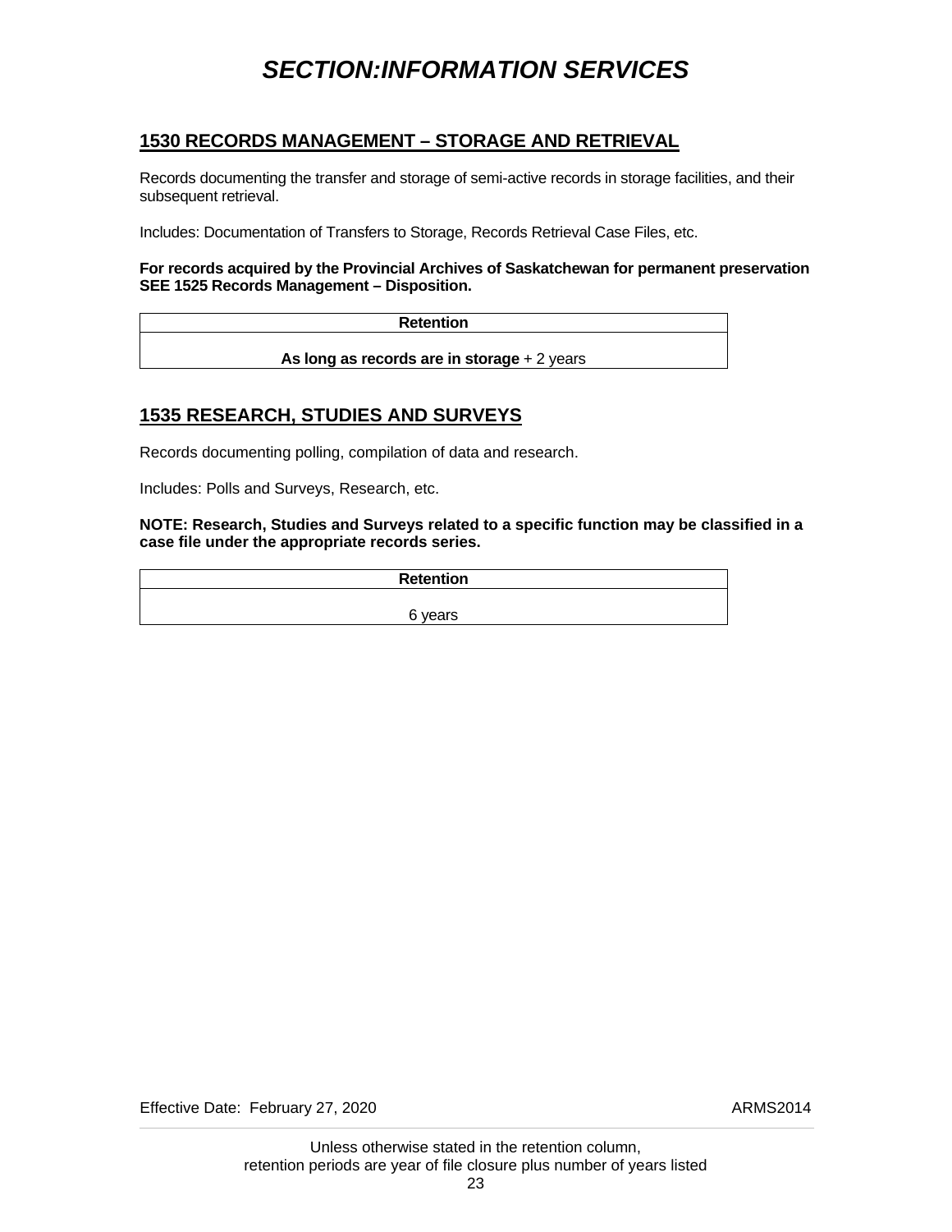# *SECTION:INFORMATION SERVICES*

## 1530 RECORDS MANAGEMENT – STORAGE AND RETRIEVAL

Records documenting the transfer and storage of semi-active records in storage facilities, and their subsequent retrieval.

Includes: Documentation of Transfers to Storage, Records Retrieval Case Files, etc.

**For records acquired by the Provincial Archives of Saskatchewan for permanent preservation SEE 1525 Records Management – Disposition.**

| Retention |
| --- |
| **As long as records are in storage** + 2 years |

## 1535 RESEARCH, STUDIES AND SURVEYS

Records documenting polling, compilation of data and research.

Includes: Polls and Surveys, Research, etc.

**NOTE: Research, Studies and Surveys related to a specific function may be classified in a case file under the appropriate records series.**

| Retention |
| --- |
| 6 years |

Effective Date: February 27, 2020 ARMS2014

Unless otherwise stated in the retention column, retention periods are year of file closure plus number of years listed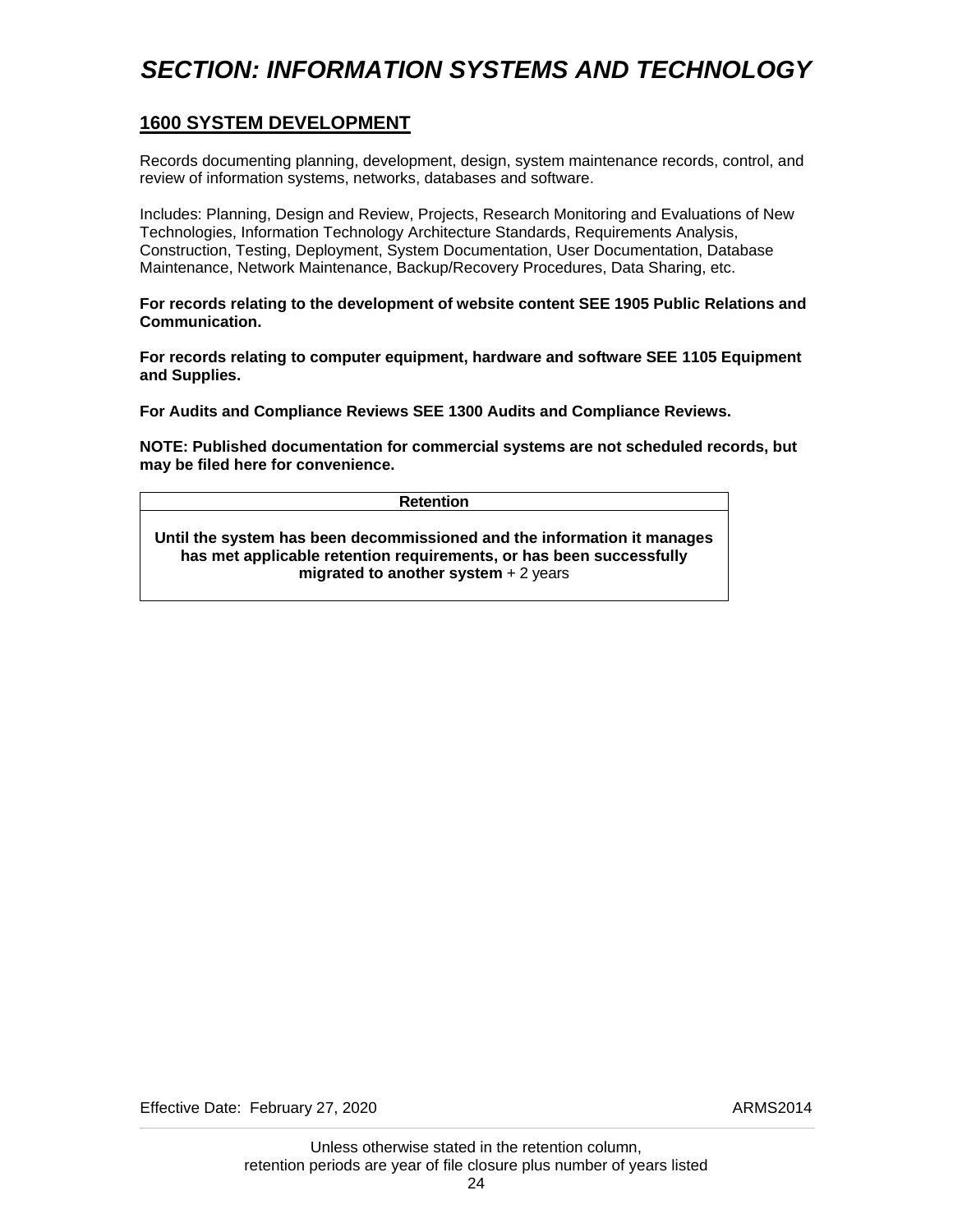# *SECTION: INFORMATION SYSTEMS AND TECHNOLOGY*

## 1600 SYSTEM DEVELOPMENT

Records documenting planning, development, design, system maintenance records, control, and review of information systems, networks, databases and software.

Includes: Planning, Design and Review, Projects, Research Monitoring and Evaluations of New Technologies, Information Technology Architecture Standards, Requirements Analysis, Construction, Testing, Deployment, System Documentation, User Documentation, Database Maintenance, Network Maintenance, Backup/Recovery Procedures, Data Sharing, etc.

**For records relating to the development of website content SEE 1905 Public Relations and Communication.**

**For records relating to computer equipment, hardware and software SEE 1105 Equipment and Supplies.**

**For Audits and Compliance Reviews SEE 1300 Audits and Compliance Reviews.**

**NOTE: Published documentation for commercial systems are not scheduled records, but may be filed here for convenience.**

| Retention |
|---|
| **Until the system has been decommissioned and the information it manages has met applicable retention requirements, or has been successfully migrated to another system** + 2 years |

Effective Date: February 27, 2020 ARMS2014

Unless otherwise stated in the retention column, retention periods are year of file closure plus number of years listed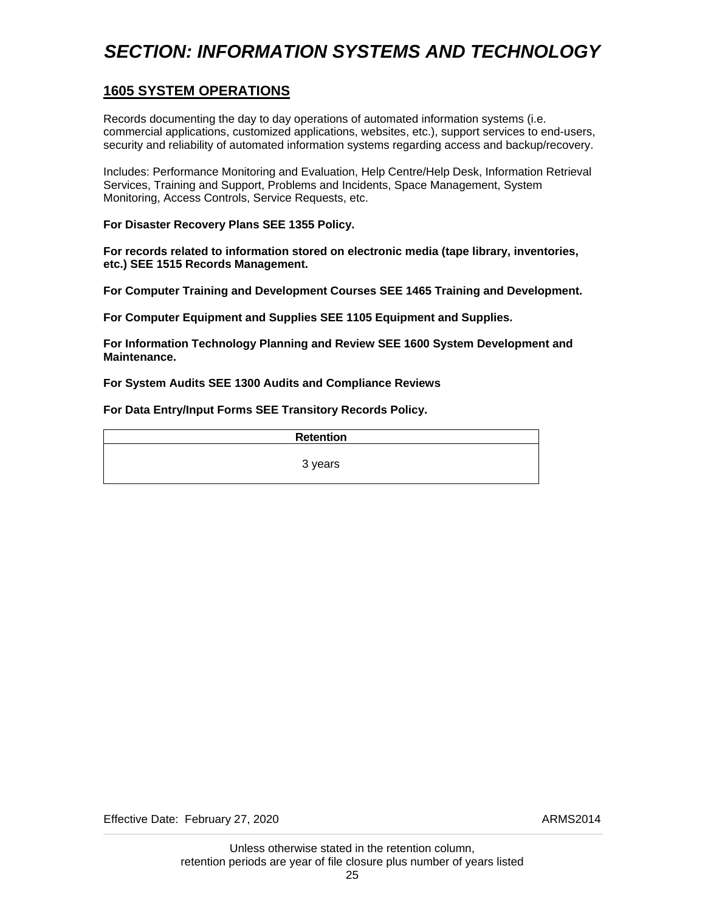# *SECTION: INFORMATION SYSTEMS AND TECHNOLOGY*

## 1605 SYSTEM OPERATIONS

Records documenting the day to day operations of automated information systems (i.e. commercial applications, customized applications, websites, etc.), support services to end-users, security and reliability of automated information systems regarding access and backup/recovery.

Includes: Performance Monitoring and Evaluation, Help Centre/Help Desk, Information Retrieval Services, Training and Support, Problems and Incidents, Space Management, System Monitoring, Access Controls, Service Requests, etc.

**For Disaster Recovery Plans SEE 1355 Policy.**

**For records related to information stored on electronic media (tape library, inventories, etc.) SEE 1515 Records Management.**

**For Computer Training and Development Courses SEE 1465 Training and Development.**

**For Computer Equipment and Supplies SEE 1105 Equipment and Supplies.**

**For Information Technology Planning and Review SEE 1600 System Development and Maintenance.**

**For System Audits SEE 1300 Audits and Compliance Reviews**

**For Data Entry/Input Forms SEE Transitory Records Policy.**

| Retention |
| --- |
| 3 years |

Effective Date: February 27, 2020 ARMS2014

Unless otherwise stated in the retention column, retention periods are year of file closure plus number of years listed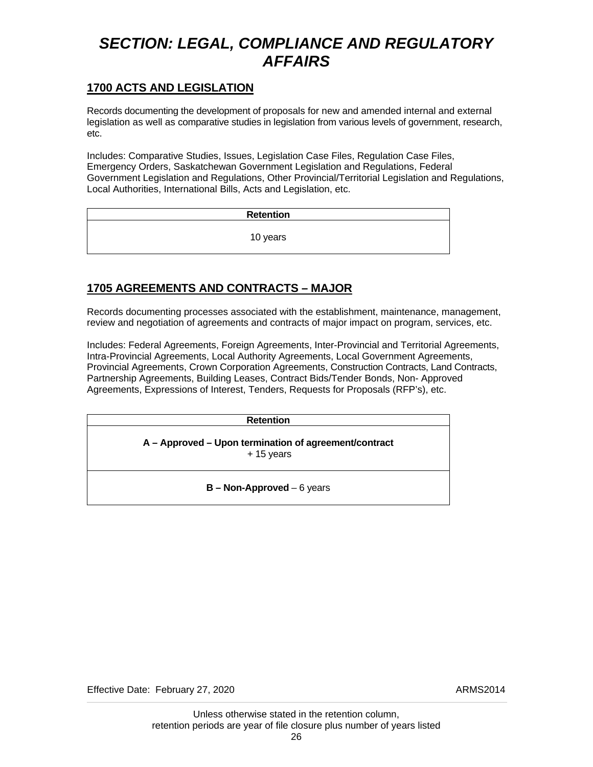# *SECTION: LEGAL, COMPLIANCE AND REGULATORY AFFAIRS*

## 1700 ACTS AND LEGISLATION

Records documenting the development of proposals for new and amended internal and external legislation as well as comparative studies in legislation from various levels of government, research, etc.

Includes: Comparative Studies, Issues, Legislation Case Files, Regulation Case Files, Emergency Orders, Saskatchewan Government Legislation and Regulations, Federal Government Legislation and Regulations, Other Provincial/Territorial Legislation and Regulations, Local Authorities, International Bills, Acts and Legislation, etc.

| Retention |
| --- |
| 10 years |

## 1705 AGREEMENTS AND CONTRACTS – MAJOR

Records documenting processes associated with the establishment, maintenance, management, review and negotiation of agreements and contracts of major impact on program, services, etc.

Includes: Federal Agreements, Foreign Agreements, Inter-Provincial and Territorial Agreements, Intra-Provincial Agreements, Local Authority Agreements, Local Government Agreements, Provincial Agreements, Crown Corporation Agreements, Construction Contracts, Land Contracts, Partnership Agreements, Building Leases, Contract Bids/Tender Bonds, Non- Approved Agreements, Expressions of Interest, Tenders, Requests for Proposals (RFP's), etc.

| Retention |
| --- |
| **A – Approved – Upon termination of agreement/contract** + 15 years |
| **B – Non-Approved** – 6 years |

Effective Date: February 27, 2020 ARMS2014

Unless otherwise stated in the retention column, retention periods are year of file closure plus number of years listed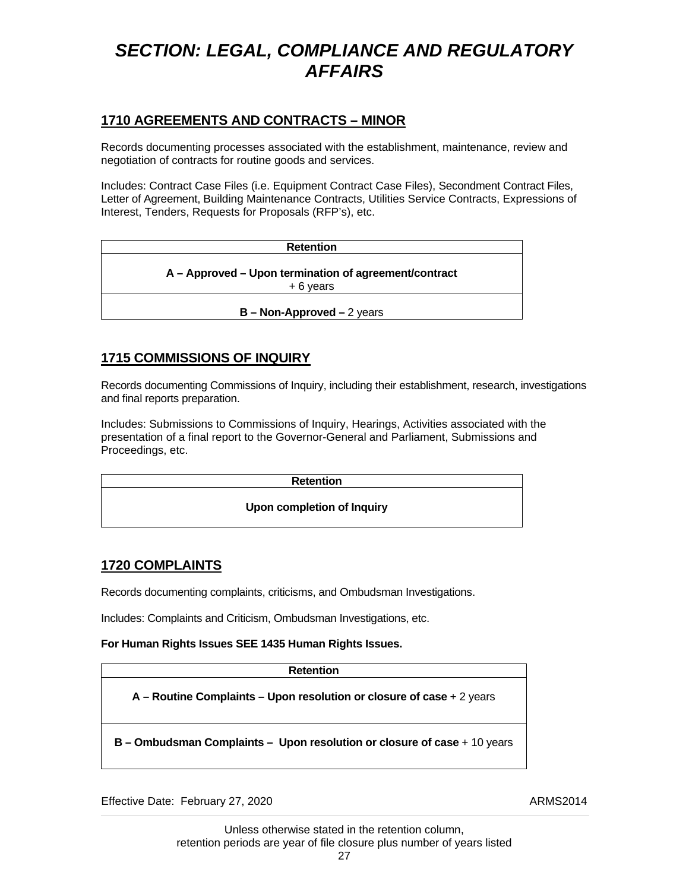# *SECTION: LEGAL, COMPLIANCE AND REGULATORY AFFAIRS*

## 1710 AGREEMENTS AND CONTRACTS – MINOR

Records documenting processes associated with the establishment, maintenance, review and negotiation of contracts for routine goods and services.

Includes: Contract Case Files (i.e. Equipment Contract Case Files), Secondment Contract Files, Letter of Agreement, Building Maintenance Contracts, Utilities Service Contracts, Expressions of Interest, Tenders, Requests for Proposals (RFP's), etc.

| Retention |
| --- |
| **A – Approved – Upon termination of agreement/contract** + 6 years |
| **B – Non-Approved –** 2 years |

## 1715 COMMISSIONS OF INQUIRY

Records documenting Commissions of Inquiry, including their establishment, research, investigations and final reports preparation.

Includes: Submissions to Commissions of Inquiry, Hearings, Activities associated with the presentation of a final report to the Governor-General and Parliament, Submissions and Proceedings, etc.

| Retention |
| --- |
| **Upon completion of Inquiry** |

## 1720 COMPLAINTS

Records documenting complaints, criticisms, and Ombudsman Investigations.

Includes: Complaints and Criticism, Ombudsman Investigations, etc.

**For Human Rights Issues SEE 1435 Human Rights Issues.**

| Retention |
| --- |
| **A – Routine Complaints – Upon resolution or closure of case** + 2 years |
| **B – Ombudsman Complaints – Upon resolution or closure of case** + 10 years |

Effective Date: February 27, 2020 ARMS2014

Unless otherwise stated in the retention column, retention periods are year of file closure plus number of years listed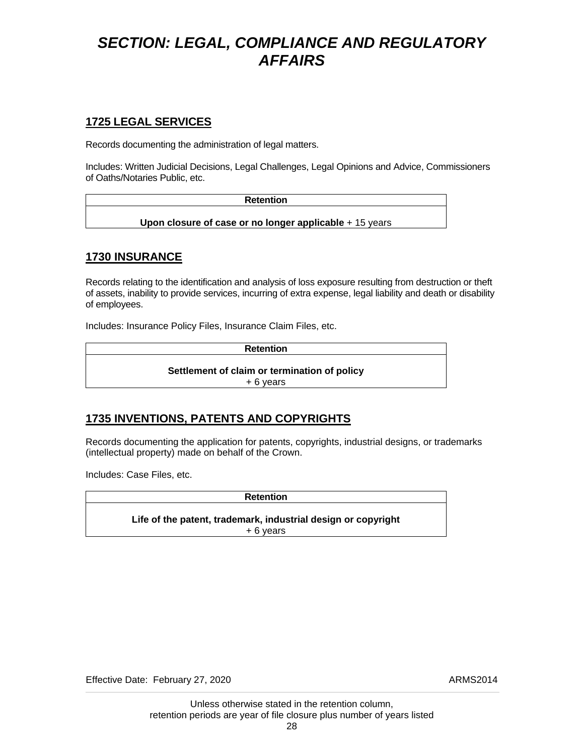# *SECTION: LEGAL, COMPLIANCE AND REGULATORY AFFAIRS*

## 1725 LEGAL SERVICES

Records documenting the administration of legal matters.

Includes: Written Judicial Decisions, Legal Challenges, Legal Opinions and Advice, Commissioners of Oaths/Notaries Public, etc.

| Retention |
| --- |
| **Upon closure of case or no longer applicable** + 15 years |

## 1730 INSURANCE

Records relating to the identification and analysis of loss exposure resulting from destruction or theft of assets, inability to provide services, incurring of extra expense, legal liability and death or disability of employees.

Includes: Insurance Policy Files, Insurance Claim Files, etc.

| Retention |
| --- |
| **Settlement of claim or termination of policy** + 6 years |

## 1735 INVENTIONS, PATENTS AND COPYRIGHTS

Records documenting the application for patents, copyrights, industrial designs, or trademarks (intellectual property) made on behalf of the Crown.

Includes: Case Files, etc.

| Retention |
| --- |
| **Life of the patent, trademark, industrial design or copyright** + 6 years |

Effective Date: February 27, 2020 ARMS2014

Unless otherwise stated in the retention column, retention periods are year of file closure plus number of years listed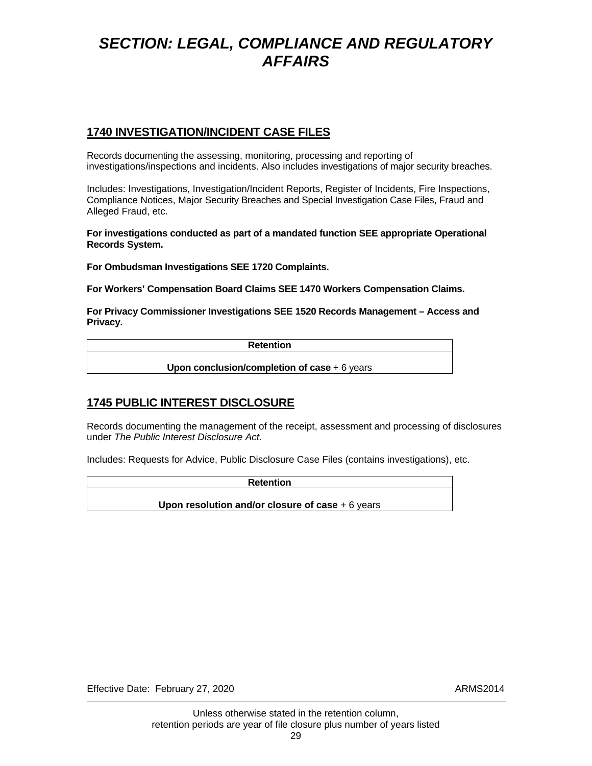# *SECTION: LEGAL, COMPLIANCE AND REGULATORY AFFAIRS*

## 1740 INVESTIGATION/INCIDENT CASE FILES

Records documenting the assessing, monitoring, processing and reporting of investigations/inspections and incidents. Also includes investigations of major security breaches.

Includes: Investigations, Investigation/Incident Reports, Register of Incidents, Fire Inspections, Compliance Notices, Major Security Breaches and Special Investigation Case Files, Fraud and Alleged Fraud, etc.

**For investigations conducted as part of a mandated function SEE appropriate Operational Records System.**

**For Ombudsman Investigations SEE 1720 Complaints.**

**For Workers' Compensation Board Claims SEE 1470 Workers Compensation Claims.**

**For Privacy Commissioner Investigations SEE 1520 Records Management – Access and Privacy.**

| Retention |
| --- |
| **Upon conclusion/completion of case** + 6 years |

## 1745 PUBLIC INTEREST DISCLOSURE

Records documenting the management of the receipt, assessment and processing of disclosures under *The Public Interest Disclosure Act.*

Includes: Requests for Advice, Public Disclosure Case Files (contains investigations), etc.

| Retention |
| --- |
| **Upon resolution and/or closure of case** + 6 years |

Effective Date: February 27, 2020 ARMS2014

Unless otherwise stated in the retention column,
retention periods are year of file closure plus number of years listed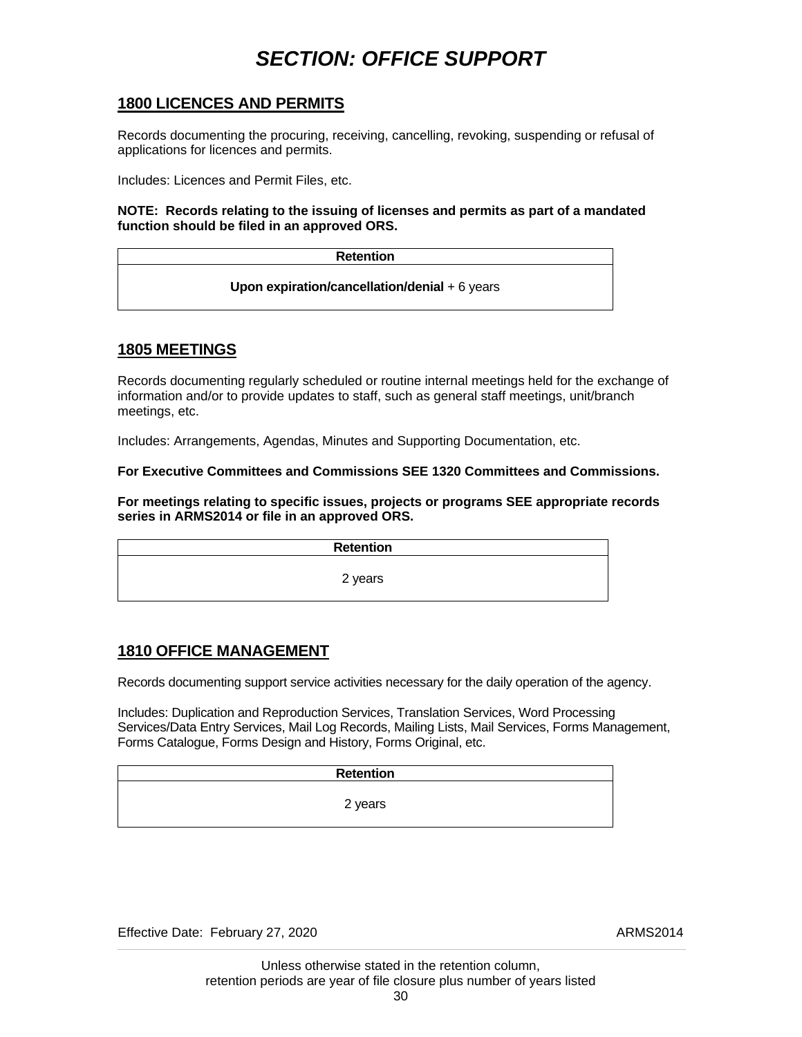# *SECTION: OFFICE SUPPORT*

## 1800 LICENCES AND PERMITS

Records documenting the procuring, receiving, cancelling, revoking, suspending or refusal of applications for licences and permits.

Includes: Licences and Permit Files, etc.

**NOTE: Records relating to the issuing of licenses and permits as part of a mandated function should be filed in an approved ORS.**

| Retention |
| --- |
| **Upon expiration/cancellation/denial** + 6 years |

## 1805 MEETINGS

Records documenting regularly scheduled or routine internal meetings held for the exchange of information and/or to provide updates to staff, such as general staff meetings, unit/branch meetings, etc.

Includes: Arrangements, Agendas, Minutes and Supporting Documentation, etc.

**For Executive Committees and Commissions SEE 1320 Committees and Commissions.**

**For meetings relating to specific issues, projects or programs SEE appropriate records series in ARMS2014 or file in an approved ORS.**

| Retention |
| --- |
| 2 years |

## 1810 OFFICE MANAGEMENT

Records documenting support service activities necessary for the daily operation of the agency.

Includes: Duplication and Reproduction Services, Translation Services, Word Processing Services/Data Entry Services, Mail Log Records, Mailing Lists, Mail Services, Forms Management, Forms Catalogue, Forms Design and History, Forms Original, etc.

| Retention |
| --- |
| 2 years |

Effective Date: February 27, 2020 ARMS2014

Unless otherwise stated in the retention column, retention periods are year of file closure plus number of years listed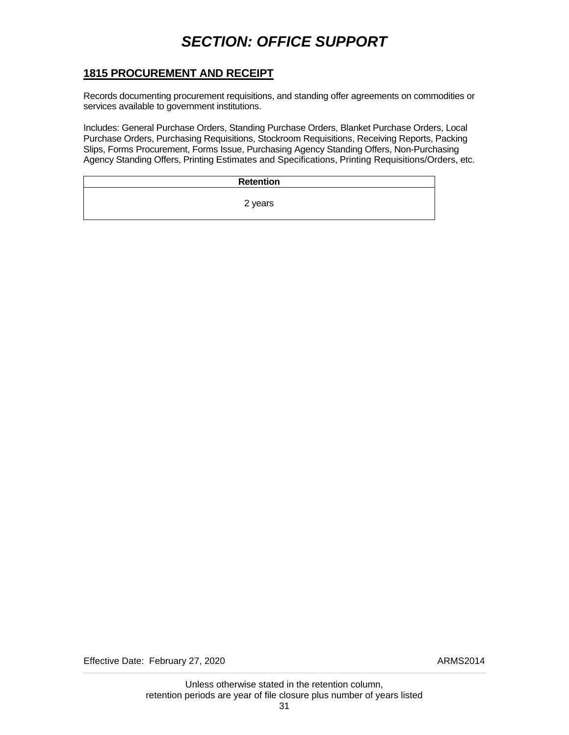# *SECTION: OFFICE SUPPORT*

## 1815 PROCUREMENT AND RECEIPT

Records documenting procurement requisitions, and standing offer agreements on commodities or services available to government institutions.

Includes: General Purchase Orders, Standing Purchase Orders, Blanket Purchase Orders, Local Purchase Orders, Purchasing Requisitions, Stockroom Requisitions, Receiving Reports, Packing Slips, Forms Procurement, Forms Issue, Purchasing Agency Standing Offers, Non-Purchasing Agency Standing Offers, Printing Estimates and Specifications, Printing Requisitions/Orders, etc.

| Retention |
| --- |
| 2 years |

Effective Date: February 27, 2020 ARMS2014

Unless otherwise stated in the retention column, retention periods are year of file closure plus number of years listed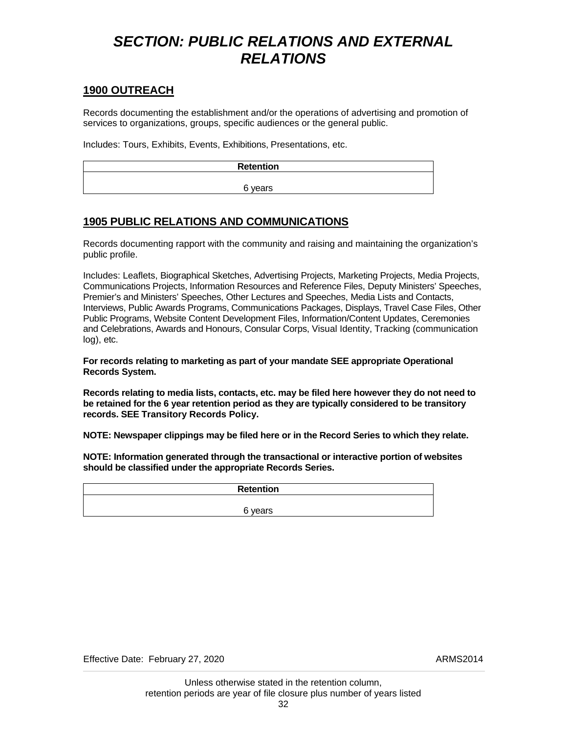# *SECTION: PUBLIC RELATIONS AND EXTERNAL RELATIONS*

## 1900 OUTREACH

Records documenting the establishment and/or the operations of advertising and promotion of services to organizations, groups, specific audiences or the general public.

Includes: Tours, Exhibits, Events, Exhibitions, Presentations, etc.

| Retention |
|---|
| 6 years |

## 1905 PUBLIC RELATIONS AND COMMUNICATIONS

Records documenting rapport with the community and raising and maintaining the organization's public profile.

Includes: Leaflets, Biographical Sketches, Advertising Projects, Marketing Projects, Media Projects, Communications Projects, Information Resources and Reference Files, Deputy Ministers' Speeches, Premier's and Ministers' Speeches, Other Lectures and Speeches, Media Lists and Contacts, Interviews, Public Awards Programs, Communications Packages, Displays, Travel Case Files, Other Public Programs, Website Content Development Files, Information/Content Updates, Ceremonies and Celebrations, Awards and Honours, Consular Corps, Visual Identity, Tracking (communication log), etc.

**For records relating to marketing as part of your mandate SEE appropriate Operational Records System.**

**Records relating to media lists, contacts, etc. may be filed here however they do not need to be retained for the 6 year retention period as they are typically considered to be transitory records. SEE Transitory Records Policy.**

**NOTE: Newspaper clippings may be filed here or in the Record Series to which they relate.**

**NOTE: Information generated through the transactional or interactive portion of websites should be classified under the appropriate Records Series.**

| Retention |
|---|
| 6 years |

Effective Date: February 27, 2020 ARMS2014

Unless otherwise stated in the retention column, retention periods are year of file closure plus number of years listed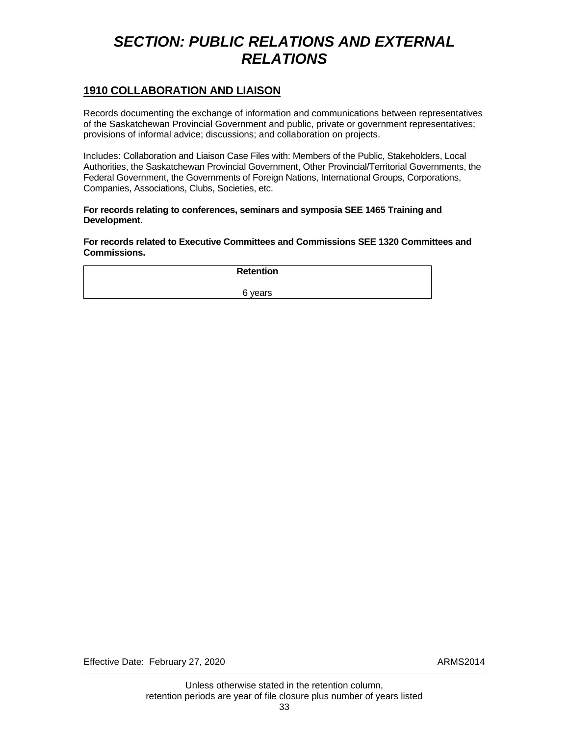# *SECTION: PUBLIC RELATIONS AND EXTERNAL RELATIONS*

## 1910 COLLABORATION AND LIAISON

Records documenting the exchange of information and communications between representatives of the Saskatchewan Provincial Government and public, private or government representatives; provisions of informal advice; discussions; and collaboration on projects.

Includes: Collaboration and Liaison Case Files with: Members of the Public, Stakeholders, Local Authorities, the Saskatchewan Provincial Government, Other Provincial/Territorial Governments, the Federal Government, the Governments of Foreign Nations, International Groups, Corporations, Companies, Associations, Clubs, Societies, etc.

**For records relating to conferences, seminars and symposia SEE 1465 Training and Development.**

**For records related to Executive Committees and Commissions SEE 1320 Committees and Commissions.**

| Retention |
| --- |
| 6 years |

Effective Date: February 27, 2020 ARMS2014

Unless otherwise stated in the retention column, retention periods are year of file closure plus number of years listed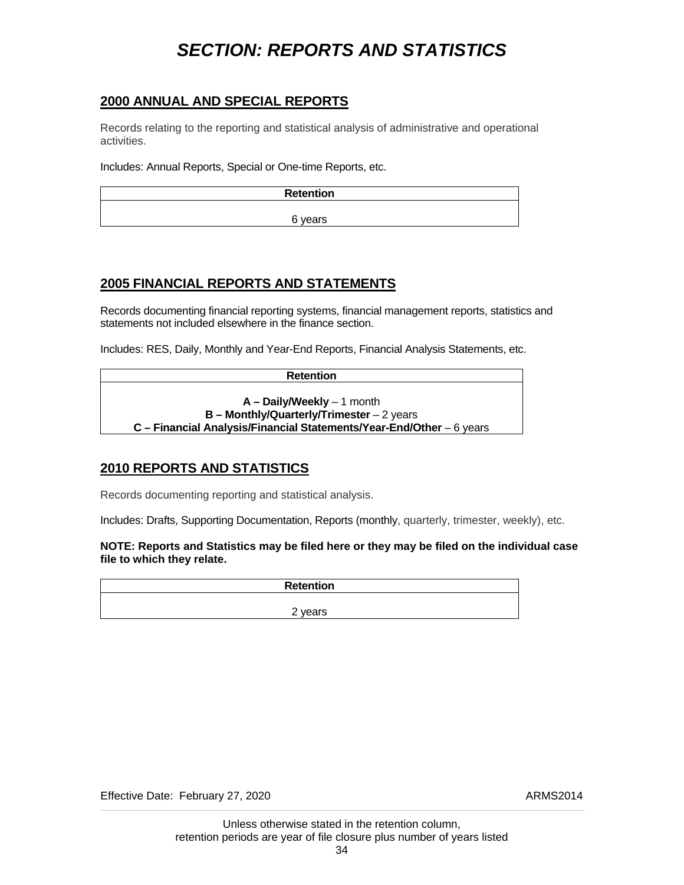# *SECTION: REPORTS AND STATISTICS*

## 2000 ANNUAL AND SPECIAL REPORTS

Records relating to the reporting and statistical analysis of administrative and operational activities.

Includes: Annual Reports, Special or One-time Reports, etc.

| Retention |
|---|
| 6 years |

## 2005 FINANCIAL REPORTS AND STATEMENTS

Records documenting financial reporting systems, financial management reports, statistics and statements not included elsewhere in the finance section.

Includes: RES, Daily, Monthly and Year-End Reports, Financial Analysis Statements, etc.

| Retention |
|---|
| **A – Daily/Weekly** – 1 month<br>**B – Monthly/Quarterly/Trimester** – 2 years<br>**C – Financial Analysis/Financial Statements/Year-End/Other** – 6 years |

## 2010 REPORTS AND STATISTICS

Records documenting reporting and statistical analysis.

Includes: Drafts, Supporting Documentation, Reports (monthly, quarterly, trimester, weekly), etc.

**NOTE: Reports and Statistics may be filed here or they may be filed on the individual case file to which they relate.**

| Retention |
|---|
| 2 years |

Effective Date: February 27, 2020 ARMS2014

Unless otherwise stated in the retention column, retention periods are year of file closure plus number of years listed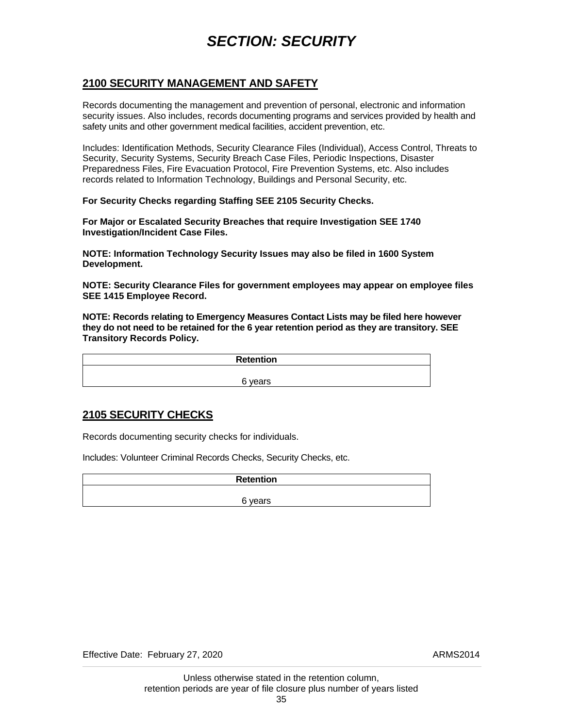# *SECTION: SECURITY*

## 2100 SECURITY MANAGEMENT AND SAFETY

Records documenting the management and prevention of personal, electronic and information security issues. Also includes, records documenting programs and services provided by health and safety units and other government medical facilities, accident prevention, etc.

Includes: Identification Methods, Security Clearance Files (Individual), Access Control, Threats to Security, Security Systems, Security Breach Case Files, Periodic Inspections, Disaster Preparedness Files, Fire Evacuation Protocol, Fire Prevention Systems, etc. Also includes records related to Information Technology, Buildings and Personal Security, etc.

**For Security Checks regarding Staffing SEE 2105 Security Checks.**

**For Major or Escalated Security Breaches that require Investigation SEE 1740 Investigation/Incident Case Files.**

**NOTE: Information Technology Security Issues may also be filed in 1600 System Development.**

**NOTE: Security Clearance Files for government employees may appear on employee files SEE 1415 Employee Record.**

**NOTE: Records relating to Emergency Measures Contact Lists may be filed here however they do not need to be retained for the 6 year retention period as they are transitory. SEE Transitory Records Policy.**

| Retention |
| --- |
| 6 years |

## 2105 SECURITY CHECKS

Records documenting security checks for individuals.

Includes: Volunteer Criminal Records Checks, Security Checks, etc.

| Retention |
| --- |
| 6 years |

Effective Date: February 27, 2020 ARMS2014

Unless otherwise stated in the retention column, retention periods are year of file closure plus number of years listed